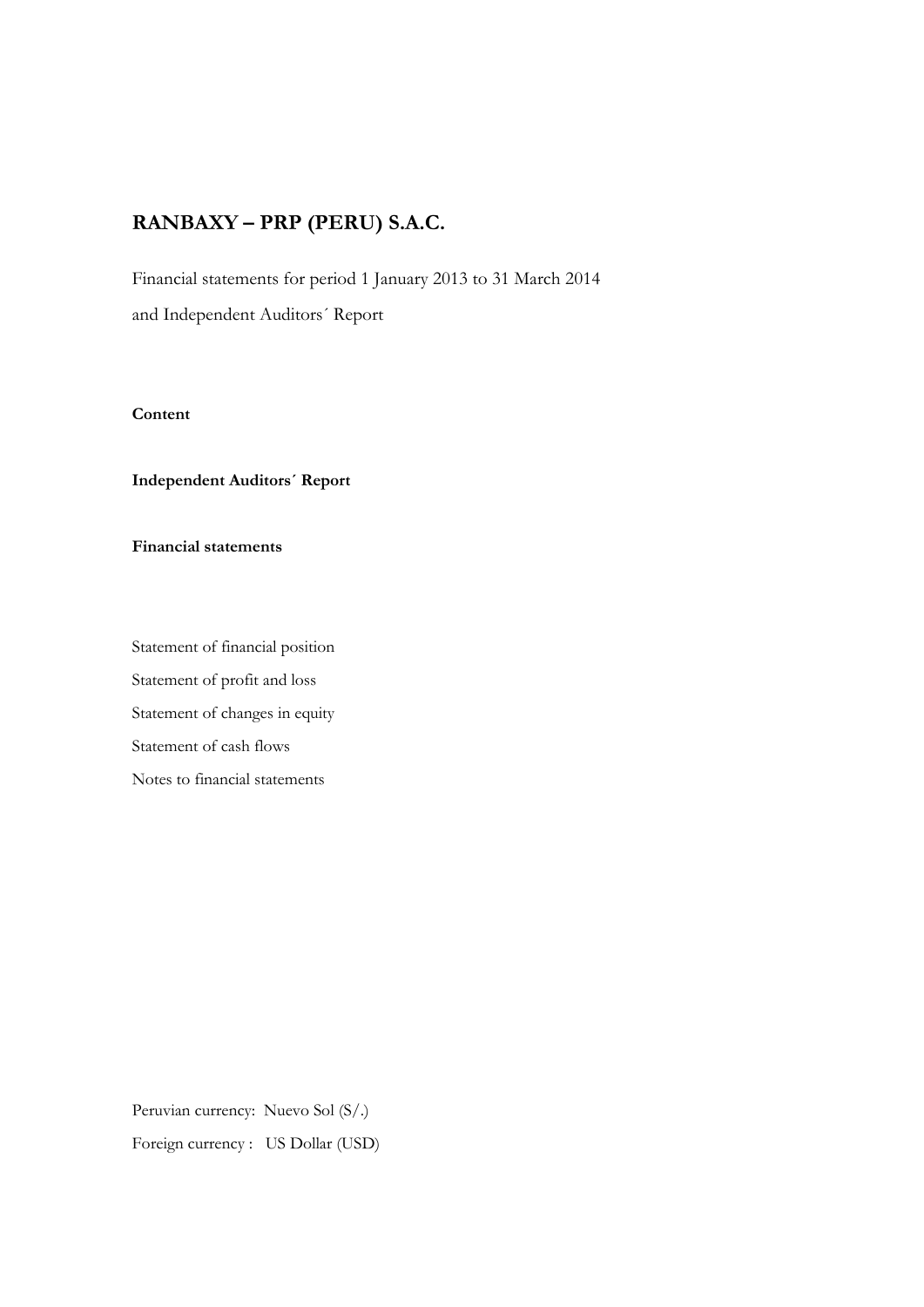# RANBAXY – PRP (PERU) S.A.C.

Financial statements for period 1 January 2013 to 31 March 2014

and Independent Auditors´ Report

**Content**

**Independent Auditors´ Report**

**Financial statements**

Statement of financial position

Statement of profit and loss

Statement of changes in equity

Statement of cash flows

Notes to financial statements

Peruvian currency: Nuevo Sol (S/.)

Foreign currency : US Dollar (USD)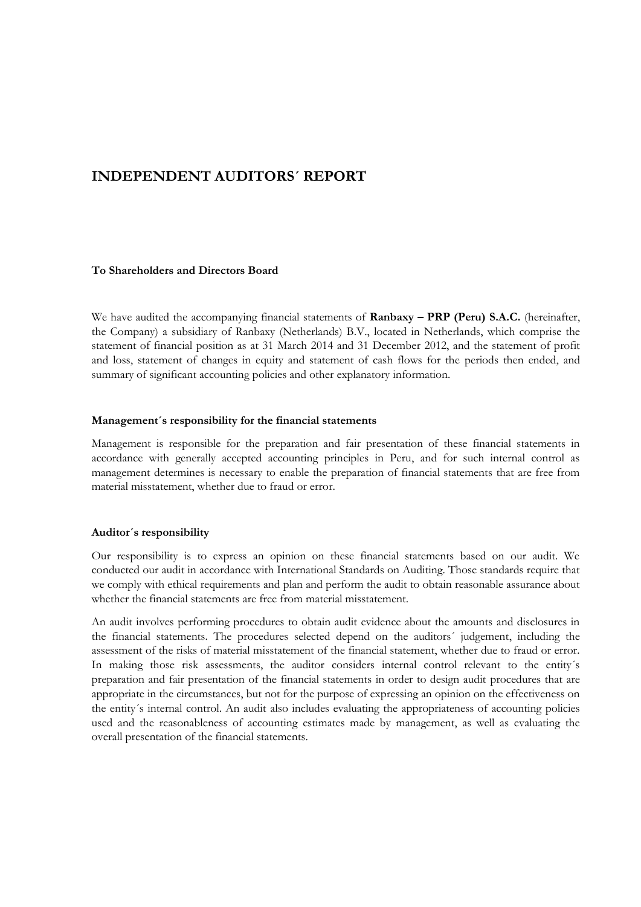# INDEPENDENT AUDITORS´ REPORT

**To Shareholders and Directors Board**

We have audited the accompanying financial statements of **Ranbaxy – PRP (Peru) S.A.C.** (hereinafter, the Company) a subsidiary of Ranbaxy (Netherlands) B.V., located in Netherlands, which comprise the statement of financial position as at 31 March 2014 and 31 December 2012, and the statement of profit and loss, statement of changes in equity and statement of cash flows for the periods then ended, and summary of significant accounting policies and other explanatory information.

**Management´s responsibility for the financial statements**

Management is responsible for the preparation and fair presentation of these financial statements in accordance with generally accepted accounting principles in Peru, and for such internal control as management determines is necessary to enable the preparation of financial statements that are free from material misstatement, whether due to fraud or error.

**Auditor´s responsibility**

Our responsibility is to express an opinion on these financial statements based on our audit. We conducted our audit in accordance with International Standards on Auditing. Those standards require that we comply with ethical requirements and plan and perform the audit to obtain reasonable assurance about whether the financial statements are free from material misstatement.

An audit involves performing procedures to obtain audit evidence about the amounts and disclosures in the financial statements. The procedures selected depend on the auditors´ judgement, including the assessment of the risks of material misstatement of the financial statement, whether due to fraud or error. In making those risk assessments, the auditor considers internal control relevant to the entity´s preparation and fair presentation of the financial statements in order to design audit procedures that are appropriate in the circumstances, but not for the purpose of expressing an opinion on the effectiveness on the entity´s internal control. An audit also includes evaluating the appropriateness of accounting policies used and the reasonableness of accounting estimates made by management, as well as evaluating the overall presentation of the financial statements.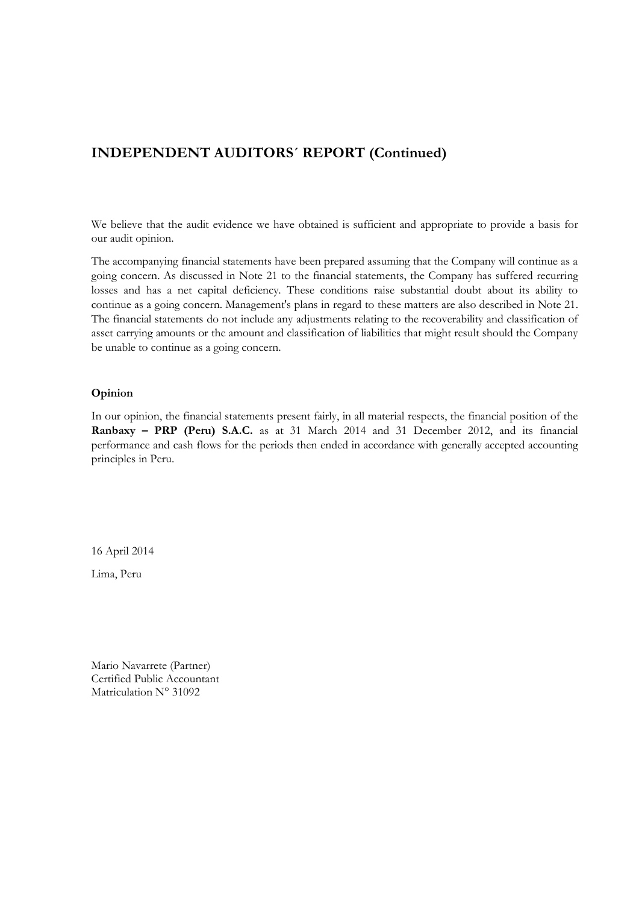## INDEPENDENT AUDITORS´ REPORT (Continued)

We believe that the audit evidence we have obtained is sufficient and appropriate to provide a basis for our audit opinion.

The accompanying financial statements have been prepared assuming that the Company will continue as a going concern. As discussed in Note 21 to the financial statements, the Company has suffered recurring losses and has a net capital deficiency. These conditions raise substantial doubt about its ability to continue as a going concern. Management's plans in regard to these matters are also described in Note 21. The financial statements do not include any adjustments relating to the recoverability and classification of asset carrying amounts or the amount and classification of liabilities that might result should the Company be unable to continue as a going concern.

### Opinion

In our opinion, the financial statements present fairly, in all material respects, the financial position of the **Ranbaxy – PRP (Peru) S.A.C.** as at 31 March 2014 and 31 December 2012, and its financial performance and cash flows for the periods then ended in accordance with generally accepted accounting principles in Peru.

16 April 2014

Lima, Peru

Mario Navarrete (Partner)
Certified Public Accountant
Matriculation N° 31092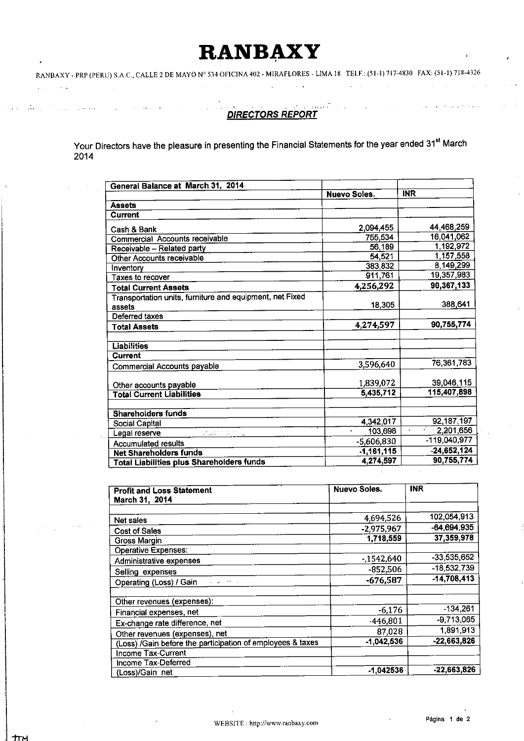# RANBAXY

RANBAXY - PRP (PERU) S.A.C., CALLE 2 DE MAYO N° 534 OFICINA 402 - MIRAFLORES - LIMA 18 TELF.: (51-1) 717-4830 FAX: (51-1) 718-4326

## DIRECTORS REPORT

Your Directors have the pleasure in presenting the Financial Statements for the year ended 31st March 2014

| General Balance at March 31, 2014 | | |
|---|---|---|
| | **Nuevo Soles.** | **INR** |
| **Assets** | | |
| **Current** | | |
| Cash & Bank | 2,094,455 | 44,468,259 |
| Commercial Accounts receivable | 755,534 | 16,041,062 |
| Receivable – Related party | 56,189 | 1,192,972 |
| Other Accounts receivable | 54,521 | 1,157,558 |
| Inventory | 383,832 | 8,149,299 |
| Taxes to recover | 911,761 | 19,357,983 |
| **Total Current Assets** | **4,256,292** | **90,367,133** |
| Transportation units, furniture and equipment, net Fixed assets | 18,305 | 388,641 |
| Deferred taxes | | |
| **Total Assets** | **4,274,597** | **90,755,774** |
| | | |
| **Liabilities** | | |
| **Current** | | |
| Commercial Accounts payable | 3,596,640 | 76,361,783 |
| Other accounts payable | 1,839,072 | 39,046,115 |
| **Total Current Liabilities** | **5,435,712** | **115,407,898** |
| | | |
| **Shareholders funds** | | |
| Social Capital | 4,342,017 | 92,187,197 |
| Legal reserve | 103,698 | 2,201,656 |
| Accumulated results | -5,606,830 | -119,040,977 |
| **Net Shareholders funds** | **-1,161,115** | **-24,652,124** |
| **Total Liabilities plus Shareholders funds** | **4,274,597** | **90,755,774** |

| Profit and Loss Statement March 31, 2014 | Nuevo Soles. | INR |
|---|---|---|
| | | |
| Net sales | 4,694,526 | 102,054,913 |
| Cost of Sales | -2,975,967 | -64,694,935 |
| Gross Margin | **1,718,559** | **37,359,978** |
| Operative Expenses: | | |
| Administrative expenses | -,1542,640 | -33,535,652 |
| Selling expenses | -852,506 | -18,532,739 |
| Operating (Loss) / Gain | **-676,587** | **-14,708,413** |
| | | |
| Other revenues (expenses): | | |
| Financial expenses, net | -6,176 | -134,261 |
| Ex-change rate difference, net | -446,801 | -9,713,065 |
| Other revenues (expenses), net | 87,028 | 1,891,913 |
| (Loss) /Gain before the participation of employees & taxes | **-1,042,536** | **-22,663,826** |
| Income Tax-Current | | |
| Income Tax-Deferred | | |
| (Loss)/Gain net | **-1,042536** | **-22,663,826** |

WEBSITE : http://www.ranbaxy.com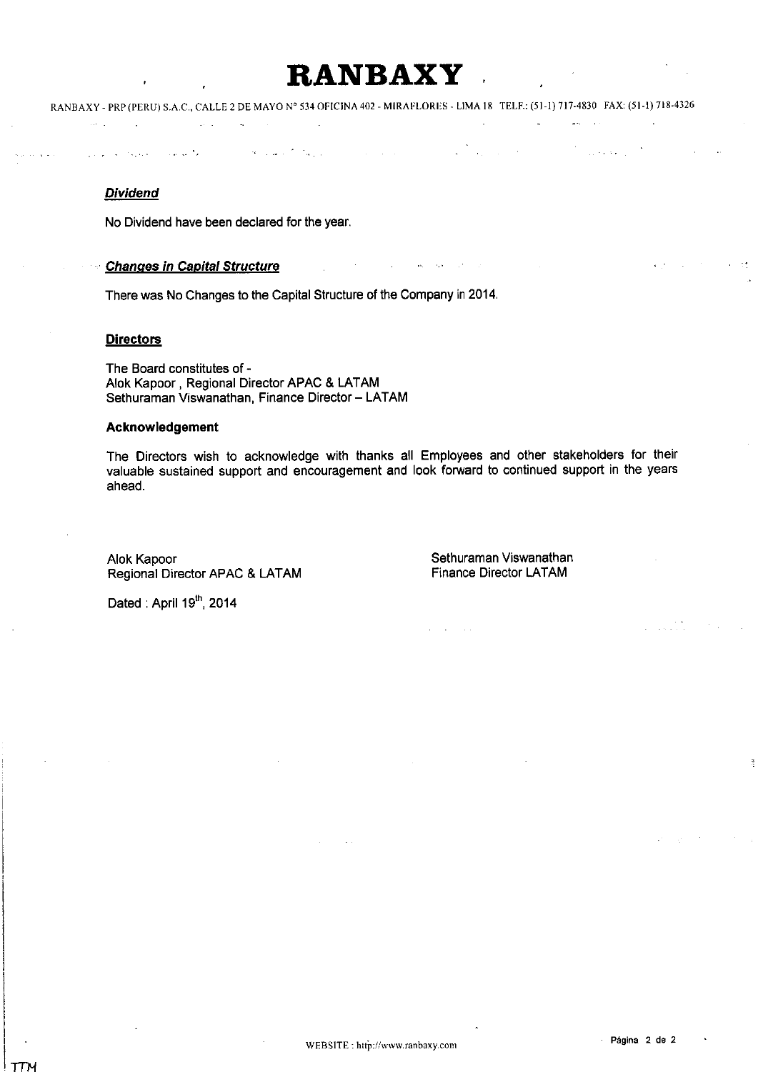# RANBAXY

RANBAXY - PRP (PERU) S.A.C., CALLE 2 DE MAYO N° 534 OFICINA 402 - MIRAFLORES - LIMA 18 TELF.: (51-1) 717-4830 FAX: (51-1) 718-4326

***Dividend***

No Dividend have been declared for the year.

***Changes in Capital Structure***

There was No Changes to the Capital Structure of the Company in 2014.

**Directors**

The Board constitutes of -
Alok Kapoor , Regional Director APAC & LATAM
Sethuraman Viswanathan, Finance Director – LATAM

**Acknowledgement**

The Directors wish to acknowledge with thanks all Employees and other stakeholders for their valuable sustained support and encouragement and look forward to continued support in the years ahead.

Alok Kapoor
Regional Director APAC & LATAM

Sethuraman Viswanathan
Finance Director LATAM

Dated : April 19th, 2014

WEBSITE : http://www.ranbaxy.com

TTM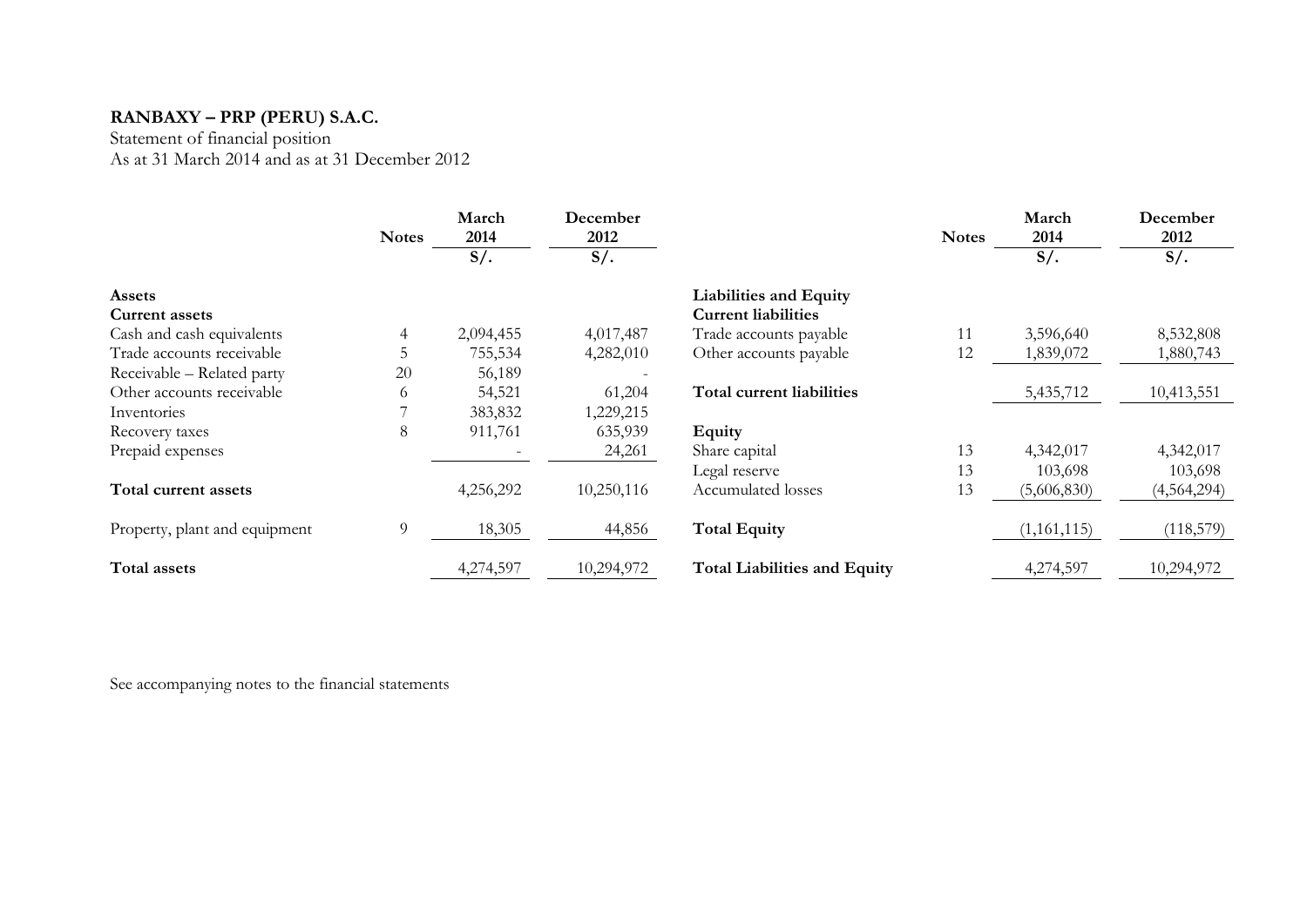**RANBAXY – PRP (PERU) S.A.C.**

Statement of financial position

As at 31 March 2014 and as at 31 December 2012

| | Notes | March 2014 S/. | December 2012 S/. |
|---|---|---|---|
| **Assets** | | | |
| **Current assets** | | | |
| Cash and cash equivalents | 4 | 2,094,455 | 4,017,487 |
| Trade accounts receivable | 5 | 755,534 | 4,282,010 |
| Receivable – Related party | 20 | 56,189 | - |
| Other accounts receivable | 6 | 54,521 | 61,204 |
| Inventories | 7 | 383,832 | 1,229,215 |
| Recovery taxes | 8 | 911,761 | 635,939 |
| Prepaid expenses | | - | 24,261 |
| **Total current assets** | | 4,256,292 | 10,250,116 |
| Property, plant and equipment | 9 | 18,305 | 44,856 |
| **Total assets** | | 4,274,597 | 10,294,972 |

| | Notes | March 2014 S/. | December 2012 S/. |
|---|---|---|---|
| **Liabilities and Equity** | | | |
| **Current liabilities** | | | |
| Trade accounts payable | 11 | 3,596,640 | 8,532,808 |
| Other accounts payable | 12 | 1,839,072 | 1,880,743 |
| **Total current liabilities** | | 5,435,712 | 10,413,551 |
| **Equity** | | | |
| Share capital | 13 | 4,342,017 | 4,342,017 |
| Legal reserve | 13 | 103,698 | 103,698 |
| Accumulated losses | 13 | (5,606,830) | (4,564,294) |
| **Total Equity** | | (1,161,115) | (118,579) |
| **Total Liabilities and Equity** | | 4,274,597 | 10,294,972 |

See accompanying notes to the financial statements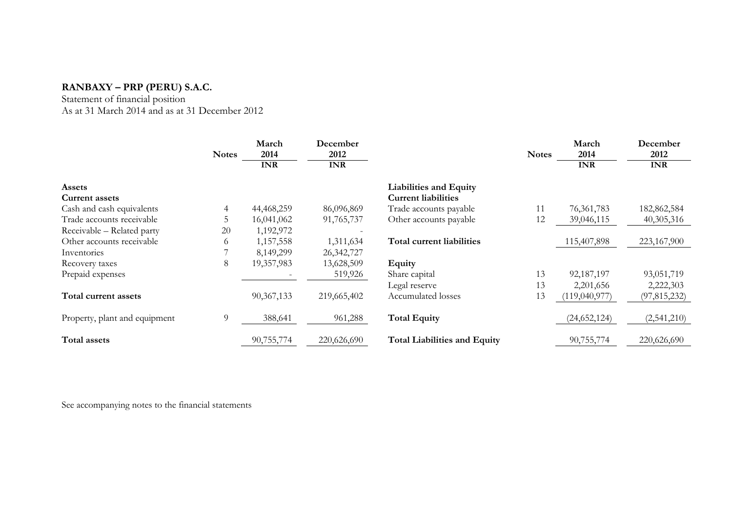**RANBAXY – PRP (PERU) S.A.C.**

Statement of financial position
As at 31 March 2014 and as at 31 December 2012

| | Notes | March 2014 INR | December 2012 INR |
|---|---|---|---|
| **Assets** | | | |
| **Current assets** | | | |
| Cash and cash equivalents | 4 | 44,468,259 | 86,096,869 |
| Trade accounts receivable | 5 | 16,041,062 | 91,765,737 |
| Receivable – Related party | 20 | 1,192,972 | - |
| Other accounts receivable | 6 | 1,157,558 | 1,311,634 |
| Inventories | 7 | 8,149,299 | 26,342,727 |
| Recovery taxes | 8 | 19,357,983 | 13,628,509 |
| Prepaid expenses | | - | 519,926 |
| **Total current assets** | | 90,367,133 | 219,665,402 |
| Property, plant and equipment | 9 | 388,641 | 961,288 |
| **Total assets** | | 90,755,774 | 220,626,690 |

| | Notes | March 2014 INR | December 2012 INR |
|---|---|---|---|
| **Liabilities and Equity** | | | |
| **Current liabilities** | | | |
| Trade accounts payable | 11 | 76,361,783 | 182,862,584 |
| Other accounts payable | 12 | 39,046,115 | 40,305,316 |
| **Total current liabilities** | | 115,407,898 | 223,167,900 |
| **Equity** | | | |
| Share capital | 13 | 92,187,197 | 93,051,719 |
| Legal reserve | 13 | 2,201,656 | 2,222,303 |
| Accumulated losses | 13 | (119,040,977) | (97,815,232) |
| **Total Equity** | | (24,652,124) | (2,541,210) |
| **Total Liabilities and Equity** | | 90,755,774 | 220,626,690 |

See accompanying notes to the financial statements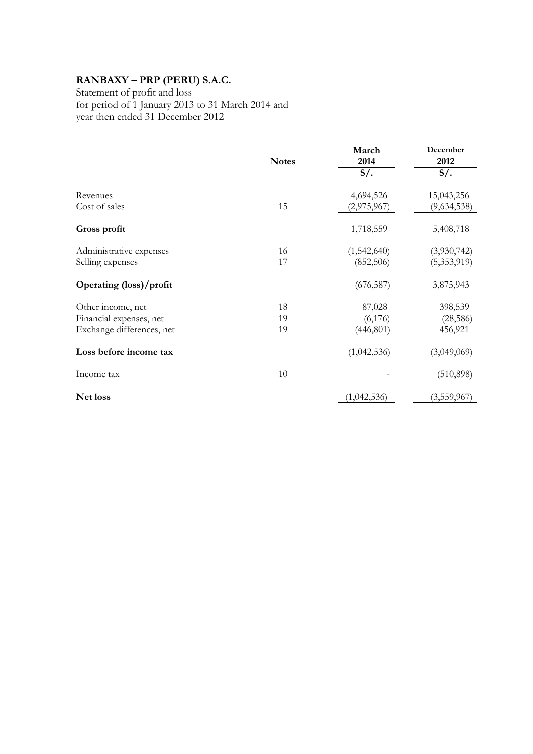**RANBAXY – PRP (PERU) S.A.C.**

Statement of profit and loss
for period of 1 January 2013 to 31 March 2014 and
year then ended 31 December 2012

| | Notes | March 2014 | December 2012 |
|---|---|---|---|
| | | S/. | S/. |
| Revenues | | 4,694,526 | 15,043,256 |
| Cost of sales | 15 | (2,975,967) | (9,634,538) |
| **Gross profit** | | 1,718,559 | 5,408,718 |
| Administrative expenses | 16 | (1,542,640) | (3,930,742) |
| Selling expenses | 17 | (852,506) | (5,353,919) |
| **Operating (loss)/profit** | | (676,587) | 3,875,943 |
| Other income, net | 18 | 87,028 | 398,539 |
| Financial expenses, net | 19 | (6,176) | (28,586) |
| Exchange differences, net | 19 | (446,801) | 456,921 |
| **Loss before income tax** | | (1,042,536) | (3,049,069) |
| Income tax | 10 | - | (510,898) |
| **Net loss** | | (1,042,536) | (3,559,967) |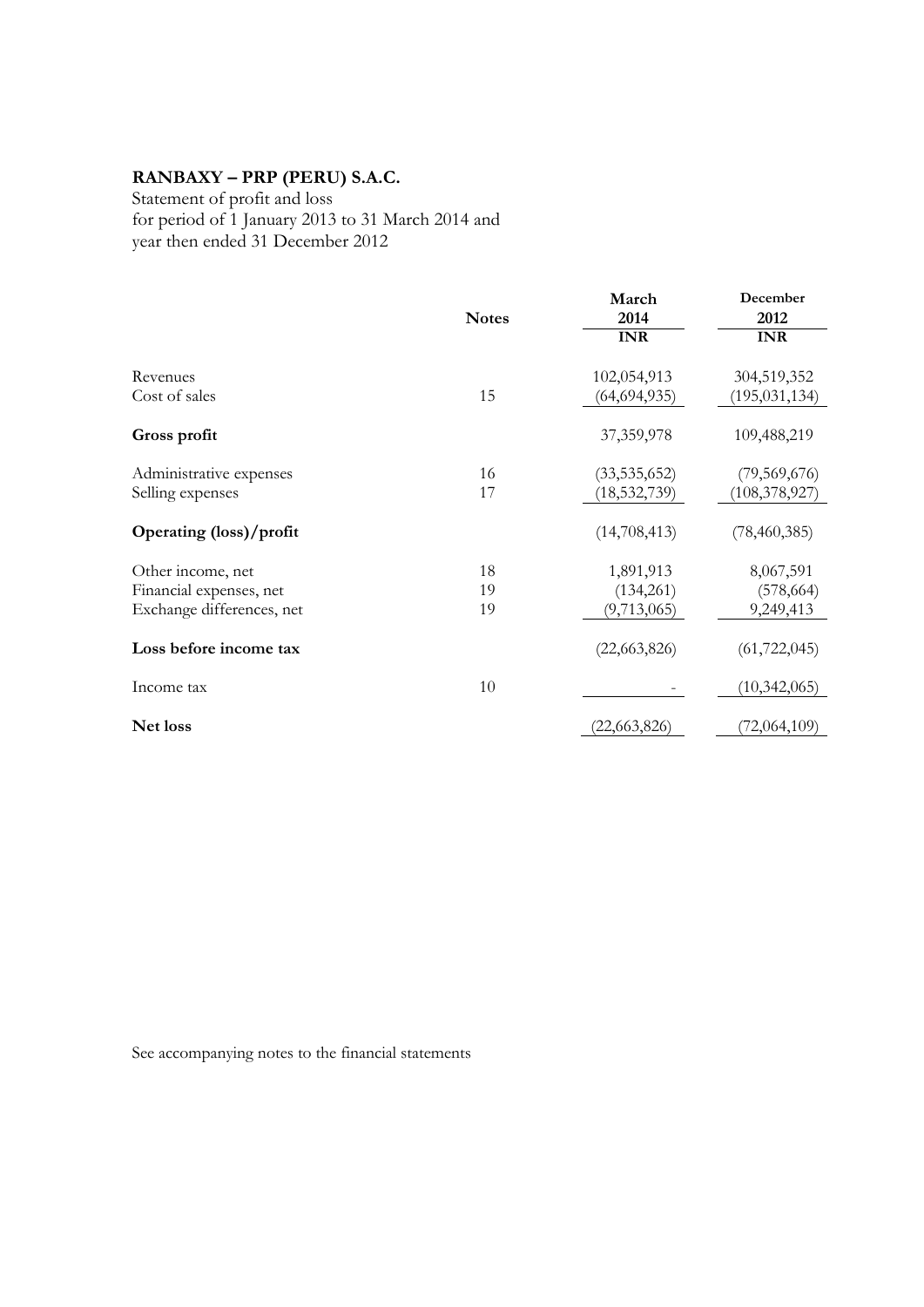**RANBAXY – PRP (PERU) S.A.C.**

Statement of profit and loss
for period of 1 January 2013 to 31 March 2014 and
year then ended 31 December 2012

| | Notes | March 2014 | December 2012 |
|---|---|---|---|
| | | INR | INR |
| Revenues | | 102,054,913 | 304,519,352 |
| Cost of sales | 15 | (64,694,935) | (195,031,134) |
| **Gross profit** | | 37,359,978 | 109,488,219 |
| Administrative expenses | 16 | (33,535,652) | (79,569,676) |
| Selling expenses | 17 | (18,532,739) | (108,378,927) |
| **Operating (loss)/profit** | | (14,708,413) | (78,460,385) |
| Other income, net | 18 | 1,891,913 | 8,067,591 |
| Financial expenses, net | 19 | (134,261) | (578,664) |
| Exchange differences, net | 19 | (9,713,065) | 9,249,413 |
| **Loss before income tax** | | (22,663,826) | (61,722,045) |
| Income tax | 10 | - | (10,342,065) |
| **Net loss** | | (22,663,826) | (72,064,109) |

See accompanying notes to the financial statements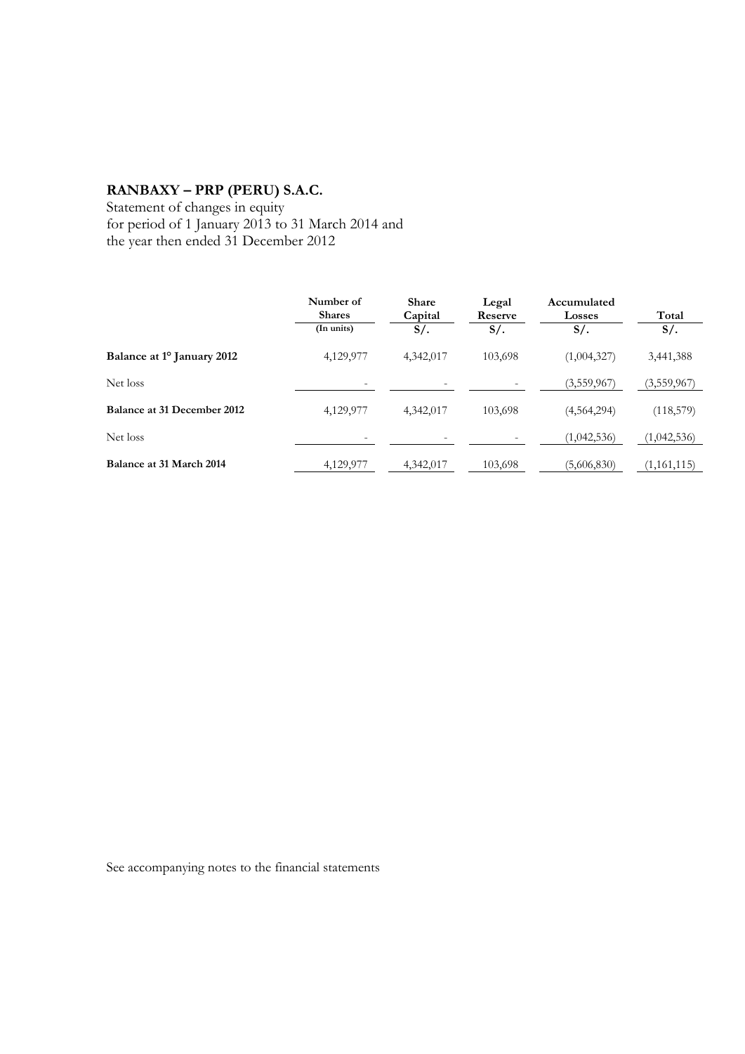# RANBAXY – PRP (PERU) S.A.C.

Statement of changes in equity
for period of 1 January 2013 to 31 March 2014 and
the year then ended 31 December 2012

| | Number of Shares (In units) | Share Capital S/. | Legal Reserve S/. | Accumulated Losses S/. | Total S/. |
|---|---|---|---|---|---|
| **Balance at 1° January 2012** | 4,129,977 | 4,342,017 | 103,698 | (1,004,327) | 3,441,388 |
| Net loss | - | - | - | (3,559,967) | (3,559,967) |
| **Balance at 31 December 2012** | 4,129,977 | 4,342,017 | 103,698 | (4,564,294) | (118,579) |
| Net loss | - | - | - | (1,042,536) | (1,042,536) |
| **Balance at 31 March 2014** | 4,129,977 | 4,342,017 | 103,698 | (5,606,830) | (1,161,115) |

See accompanying notes to the financial statements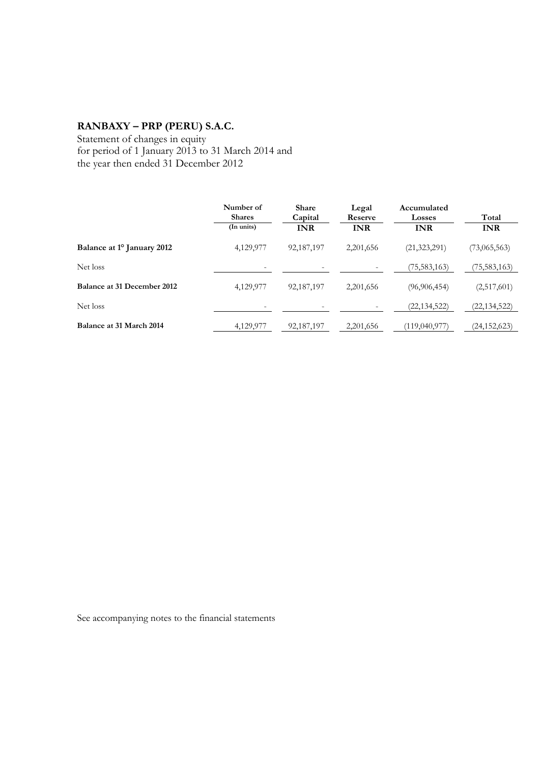# RANBAXY – PRP (PERU) S.A.C.

Statement of changes in equity
for period of 1 January 2013 to 31 March 2014 and
the year then ended 31 December 2012

| | Number of Shares | Share Capital | Legal Reserve | Accumulated Losses | Total |
|---|---|---|---|---|---|
| | (In units) | INR | INR | INR | INR |
| **Balance at 1° January 2012** | 4,129,977 | 92,187,197 | 2,201,656 | (21,323,291) | (73,065,563) |
| Net loss | - | - | - | (75,583,163) | (75,583,163) |
| **Balance at 31 December 2012** | 4,129,977 | 92,187,197 | 2,201,656 | (96,906,454) | (2,517,601) |
| Net loss | - | - | - | (22,134,522) | (22,134,522) |
| **Balance at 31 March 2014** | 4,129,977 | 92,187,197 | 2,201,656 | (119,040,977) | (24,152,623) |

See accompanying notes to the financial statements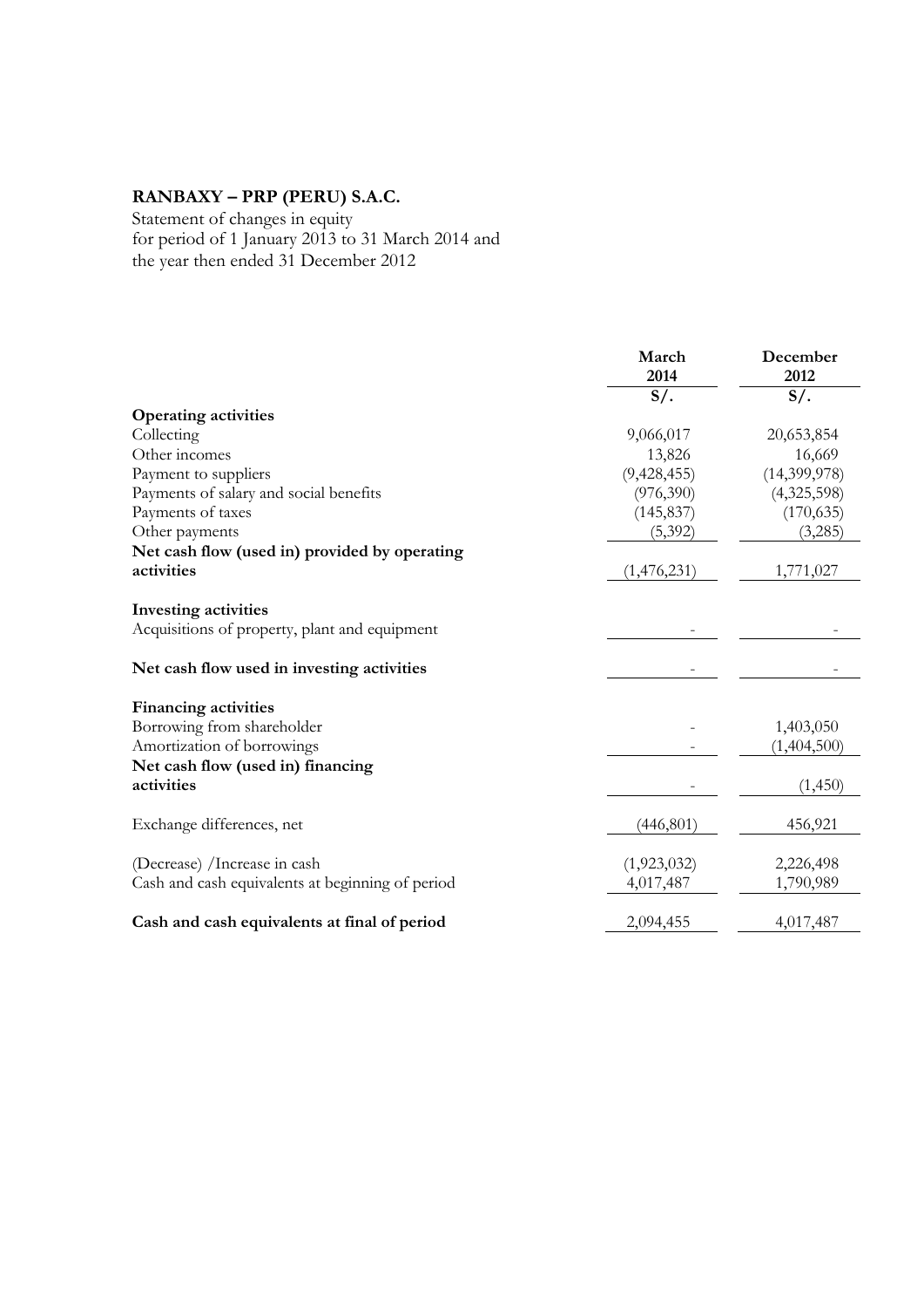**RANBAXY – PRP (PERU) S.A.C.**

Statement of changes in equity
for period of 1 January 2013 to 31 March 2014 and
the year then ended 31 December 2012

| | March 2014 | December 2012 |
|---|---|---|
| | S/. | S/. |
| **Operating activities** | | |
| Collecting | 9,066,017 | 20,653,854 |
| Other incomes | 13,826 | 16,669 |
| Payment to suppliers | (9,428,455) | (14,399,978) |
| Payments of salary and social benefits | (976,390) | (4,325,598) |
| Payments of taxes | (145,837) | (170,635) |
| Other payments | (5,392) | (3,285) |
| **Net cash flow (used in) provided by operating activities** | (1,476,231) | 1,771,027 |
| | | |
| **Investing activities** | | |
| Acquisitions of property, plant and equipment | - | - |
| | | |
| **Net cash flow used in investing activities** | - | - |
| | | |
| **Financing activities** | | |
| Borrowing from shareholder | - | 1,403,050 |
| Amortization of borrowings | - | (1,404,500) |
| **Net cash flow (used in) financing activities** | - | (1,450) |
| | | |
| Exchange differences, net | (446,801) | 456,921 |
| | | |
| (Decrease) /Increase in cash | (1,923,032) | 2,226,498 |
| Cash and cash equivalents at beginning of period | 4,017,487 | 1,790,989 |
| | | |
| **Cash and cash equivalents at final of period** | 2,094,455 | 4,017,487 |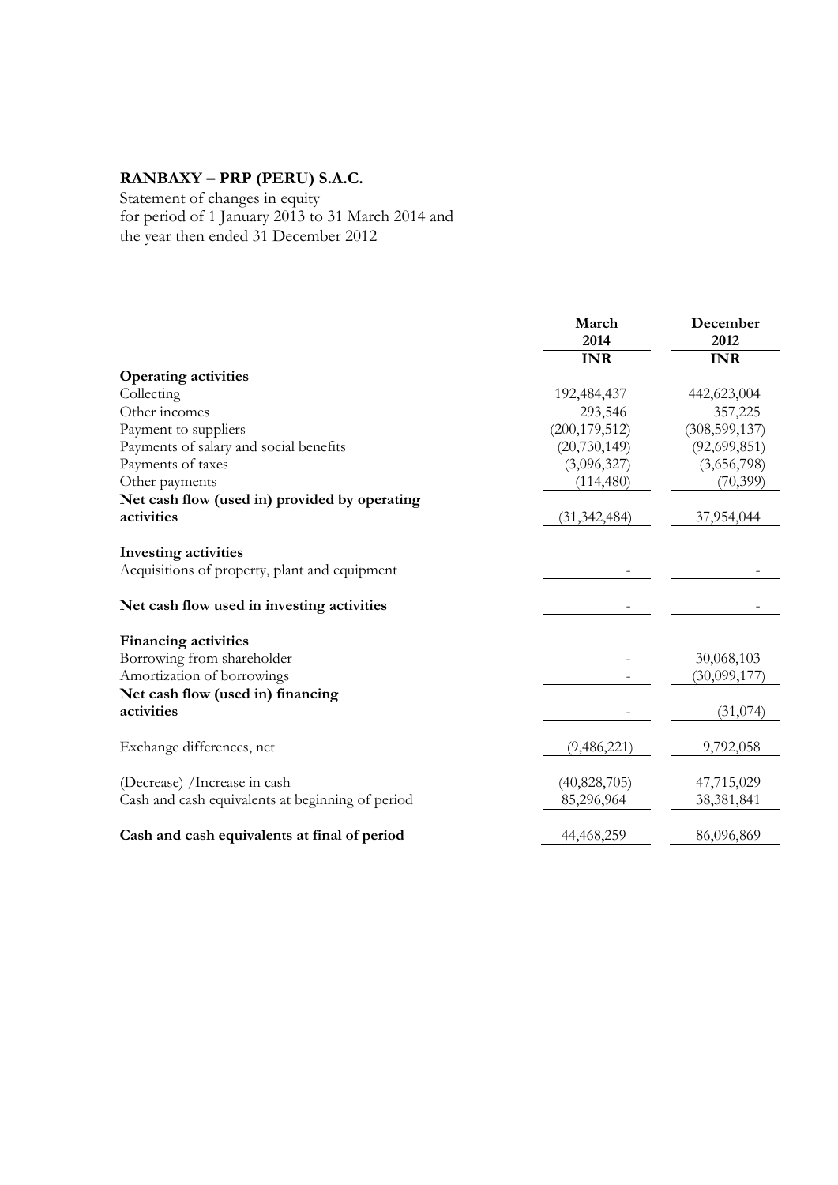**RANBAXY – PRP (PERU) S.A.C.**

Statement of changes in equity
for period of 1 January 2013 to 31 March 2014 and
the year then ended 31 December 2012

| | March 2014 | December 2012 |
|---|---|---|
| | **INR** | **INR** |
| **Operating activities** | | |
| Collecting | 192,484,437 | 442,623,004 |
| Other incomes | 293,546 | 357,225 |
| Payment to suppliers | (200,179,512) | (308,599,137) |
| Payments of salary and social benefits | (20,730,149) | (92,699,851) |
| Payments of taxes | (3,096,327) | (3,656,798) |
| Other payments | (114,480) | (70,399) |
| **Net cash flow (used in) provided by operating activities** | (31,342,484) | 37,954,044 |
| **Investing activities** | | |
| Acquisitions of property, plant and equipment | - | - |
| **Net cash flow used in investing activities** | - | - |
| **Financing activities** | | |
| Borrowing from shareholder | - | 30,068,103 |
| Amortization of borrowings | - | (30,099,177) |
| **Net cash flow (used in) financing activities** | - | (31,074) |
| Exchange differences, net | (9,486,221) | 9,792,058 |
| (Decrease) /Increase in cash | (40,828,705) | 47,715,029 |
| Cash and cash equivalents at beginning of period | 85,296,964 | 38,381,841 |
| **Cash and cash equivalents at final of period** | 44,468,259 | 86,096,869 |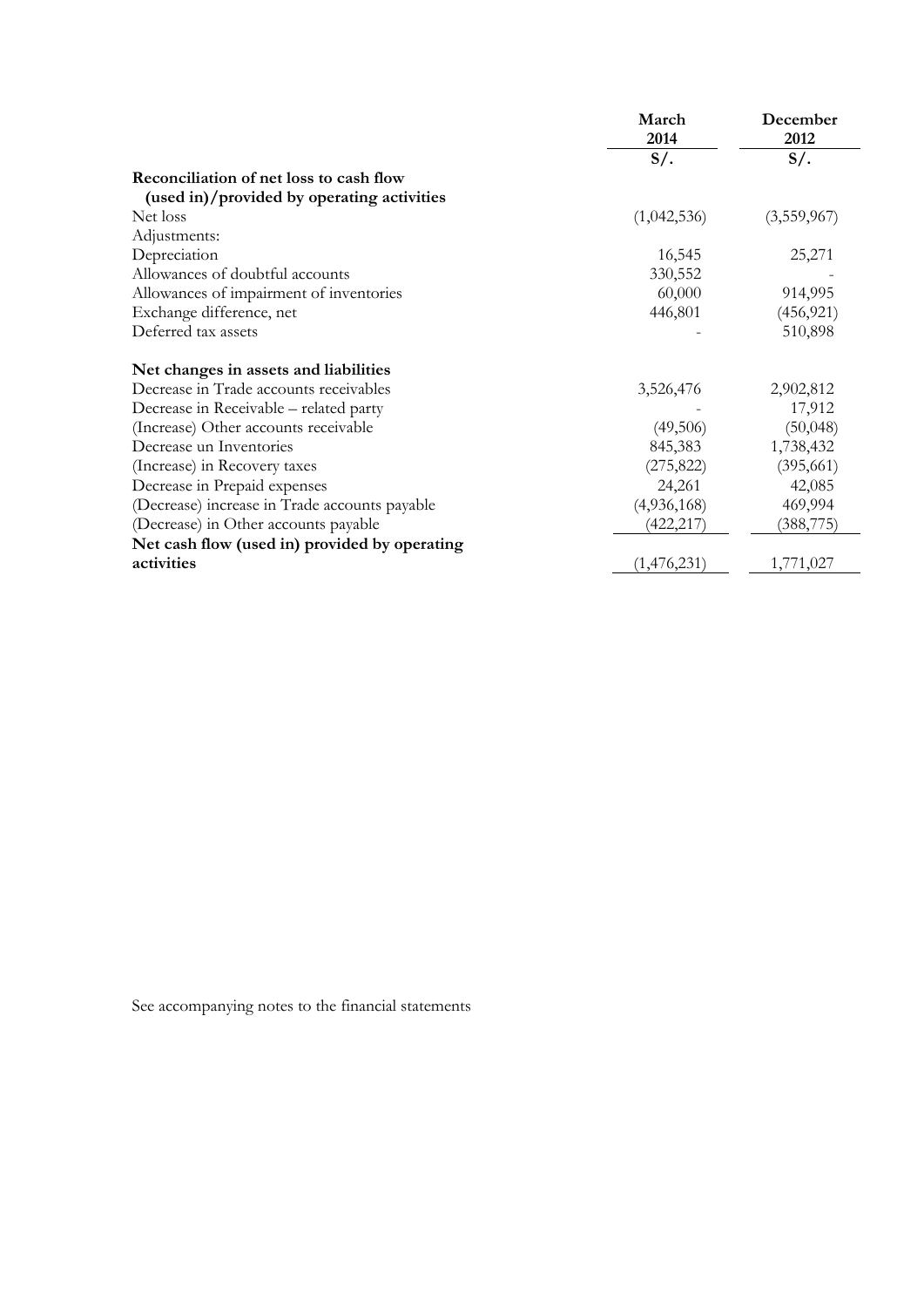| | March 2014 | December 2012 |
|---|---|---|
| | S/. | S/. |
| **Reconciliation of net loss to cash flow (used in)/provided by operating activities** | | |
| Net loss | (1,042,536) | (3,559,967) |
| Adjustments: | | |
| Depreciation | 16,545 | 25,271 |
| Allowances of doubtful accounts | 330,552 | - |
| Allowances of impairment of inventories | 60,000 | 914,995 |
| Exchange difference, net | 446,801 | (456,921) |
| Deferred tax assets | - | 510,898 |
| **Net changes in assets and liabilities** | | |
| Decrease in Trade accounts receivables | 3,526,476 | 2,902,812 |
| Decrease in Receivable – related party | - | 17,912 |
| (Increase) Other accounts receivable | (49,506) | (50,048) |
| Decrease un Inventories | 845,383 | 1,738,432 |
| (Increase) in Recovery taxes | (275,822) | (395,661) |
| Decrease in Prepaid expenses | 24,261 | 42,085 |
| (Decrease) increase in Trade accounts payable | (4,936,168) | 469,994 |
| (Decrease) in Other accounts payable | (422,217) | (388,775) |
| **Net cash flow (used in) provided by operating activities** | (1,476,231) | 1,771,027 |

See accompanying notes to the financial statements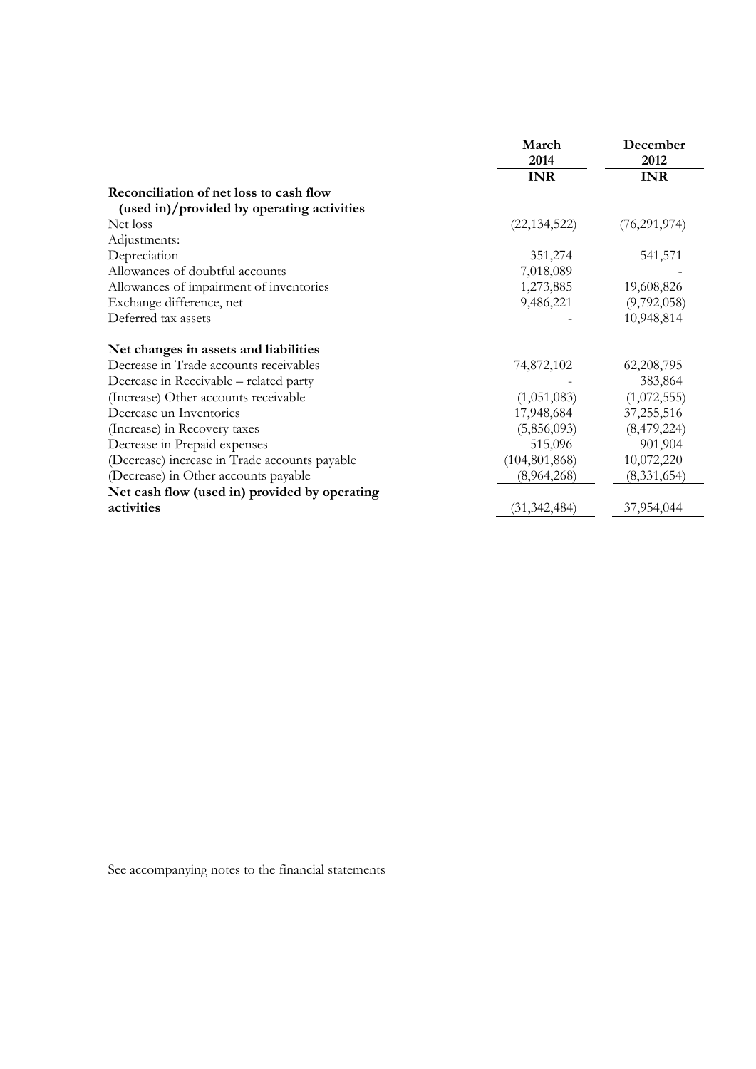| | March 2014 | December 2012 |
|---|---|---|
| | INR | INR |
| **Reconciliation of net loss to cash flow (used in)/provided by operating activities** | | |
| Net loss | (22,134,522) | (76,291,974) |
| Adjustments: | | |
| Depreciation | 351,274 | 541,571 |
| Allowances of doubtful accounts | 7,018,089 | - |
| Allowances of impairment of inventories | 1,273,885 | 19,608,826 |
| Exchange difference, net | 9,486,221 | (9,792,058) |
| Deferred tax assets | - | 10,948,814 |
| **Net changes in assets and liabilities** | | |
| Decrease in Trade accounts receivables | 74,872,102 | 62,208,795 |
| Decrease in Receivable – related party | - | 383,864 |
| (Increase) Other accounts receivable | (1,051,083) | (1,072,555) |
| Decrease un Inventories | 17,948,684 | 37,255,516 |
| (Increase) in Recovery taxes | (5,856,093) | (8,479,224) |
| Decrease in Prepaid expenses | 515,096 | 901,904 |
| (Decrease) increase in Trade accounts payable | (104,801,868) | 10,072,220 |
| (Decrease) in Other accounts payable | (8,964,268) | (8,331,654) |
| **Net cash flow (used in) provided by operating activities** | (31,342,484) | 37,954,044 |

See accompanying notes to the financial statements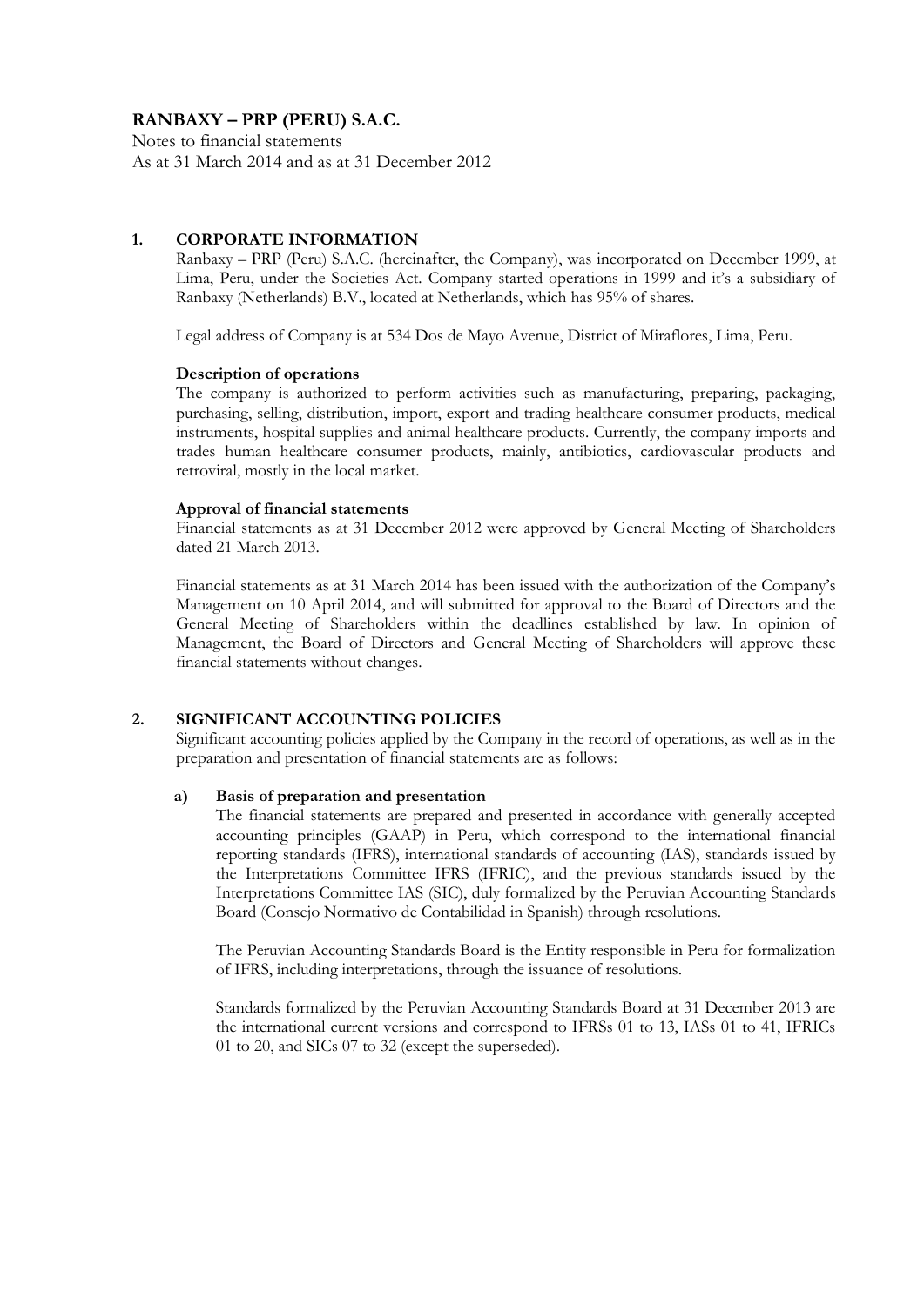**RANBAXY – PRP (PERU) S.A.C.**

Notes to financial statements
As at 31 March 2014 and as at 31 December 2012

## 1. CORPORATE INFORMATION

Ranbaxy – PRP (Peru) S.A.C. (hereinafter, the Company), was incorporated on December 1999, at Lima, Peru, under the Societies Act. Company started operations in 1999 and it's a subsidiary of Ranbaxy (Netherlands) B.V., located at Netherlands, which has 95% of shares.

Legal address of Company is at 534 Dos de Mayo Avenue, District of Miraflores, Lima, Peru.

**Description of operations**

The company is authorized to perform activities such as manufacturing, preparing, packaging, purchasing, selling, distribution, import, export and trading healthcare consumer products, medical instruments, hospital supplies and animal healthcare products. Currently, the company imports and trades human healthcare consumer products, mainly, antibiotics, cardiovascular products and retroviral, mostly in the local market.

**Approval of financial statements**

Financial statements as at 31 December 2012 were approved by General Meeting of Shareholders dated 21 March 2013.

Financial statements as at 31 March 2014 has been issued with the authorization of the Company's Management on 10 April 2014, and will submitted for approval to the Board of Directors and the General Meeting of Shareholders within the deadlines established by law. In opinion of Management, the Board of Directors and General Meeting of Shareholders will approve these financial statements without changes.

## 2. SIGNIFICANT ACCOUNTING POLICIES

Significant accounting policies applied by the Company in the record of operations, as well as in the preparation and presentation of financial statements are as follows:

### a) Basis of preparation and presentation

The financial statements are prepared and presented in accordance with generally accepted accounting principles (GAAP) in Peru, which correspond to the international financial reporting standards (IFRS), international standards of accounting (IAS), standards issued by the Interpretations Committee IFRS (IFRIC), and the previous standards issued by the Interpretations Committee IAS (SIC), duly formalized by the Peruvian Accounting Standards Board (Consejo Normativo de Contabilidad in Spanish) through resolutions.

The Peruvian Accounting Standards Board is the Entity responsible in Peru for formalization of IFRS, including interpretations, through the issuance of resolutions.

Standards formalized by the Peruvian Accounting Standards Board at 31 December 2013 are the international current versions and correspond to IFRSs 01 to 13, IASs 01 to 41, IFRICs 01 to 20, and SICs 07 to 32 (except the superseded).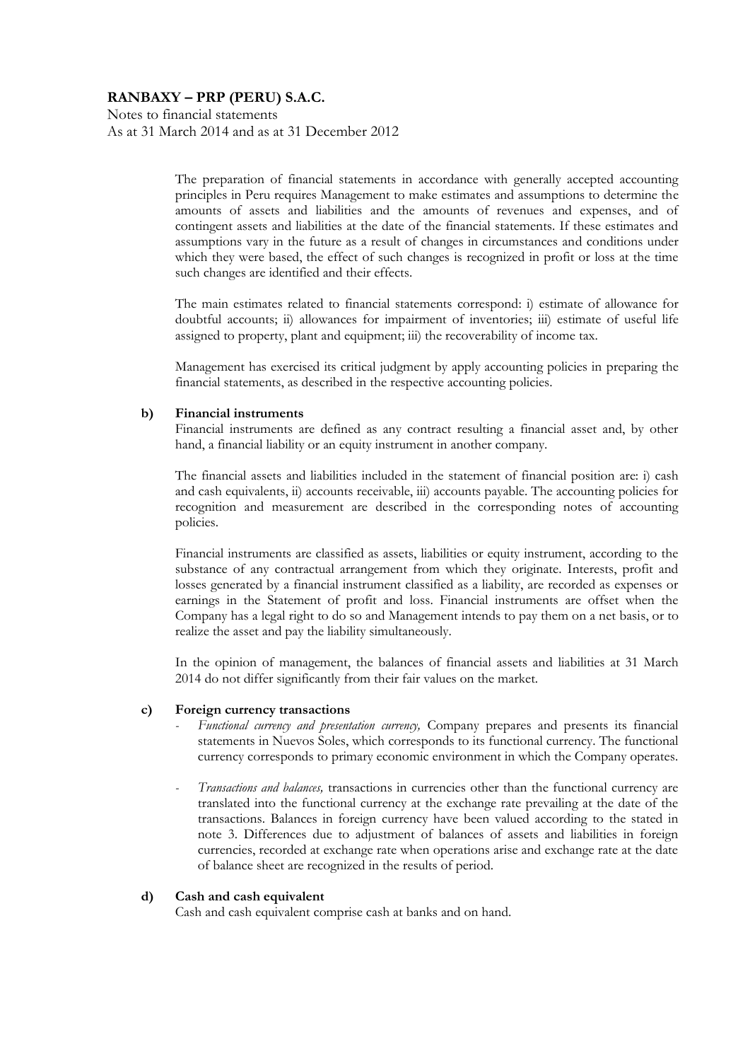The preparation of financial statements in accordance with generally accepted accounting principles in Peru requires Management to make estimates and assumptions to determine the amounts of assets and liabilities and the amounts of revenues and expenses, and of contingent assets and liabilities at the date of the financial statements. If these estimates and assumptions vary in the future as a result of changes in circumstances and conditions under which they were based, the effect of such changes is recognized in profit or loss at the time such changes are identified and their effects.

The main estimates related to financial statements correspond: i) estimate of allowance for doubtful accounts; ii) allowances for impairment of inventories; iii) estimate of useful life assigned to property, plant and equipment; iii) the recoverability of income tax.

Management has exercised its critical judgment by apply accounting policies in preparing the financial statements, as described in the respective accounting policies.

**b) Financial instruments**

Financial instruments are defined as any contract resulting a financial asset and, by other hand, a financial liability or an equity instrument in another company.

The financial assets and liabilities included in the statement of financial position are: i) cash and cash equivalents, ii) accounts receivable, iii) accounts payable. The accounting policies for recognition and measurement are described in the corresponding notes of accounting policies.

Financial instruments are classified as assets, liabilities or equity instrument, according to the substance of any contractual arrangement from which they originate. Interests, profit and losses generated by a financial instrument classified as a liability, are recorded as expenses or earnings in the Statement of profit and loss. Financial instruments are offset when the Company has a legal right to do so and Management intends to pay them on a net basis, or to realize the asset and pay the liability simultaneously.

In the opinion of management, the balances of financial assets and liabilities at 31 March 2014 do not differ significantly from their fair values on the market.

**c) Foreign currency transactions**

- *Functional currency and presentation currency,* Company prepares and presents its financial statements in Nuevos Soles, which corresponds to its functional currency. The functional currency corresponds to primary economic environment in which the Company operates.

- *Transactions and balances,* transactions in currencies other than the functional currency are translated into the functional currency at the exchange rate prevailing at the date of the transactions. Balances in foreign currency have been valued according to the stated in note 3. Differences due to adjustment of balances of assets and liabilities in foreign currencies, recorded at exchange rate when operations arise and exchange rate at the date of balance sheet are recognized in the results of period.

**d) Cash and cash equivalent**

Cash and cash equivalent comprise cash at banks and on hand.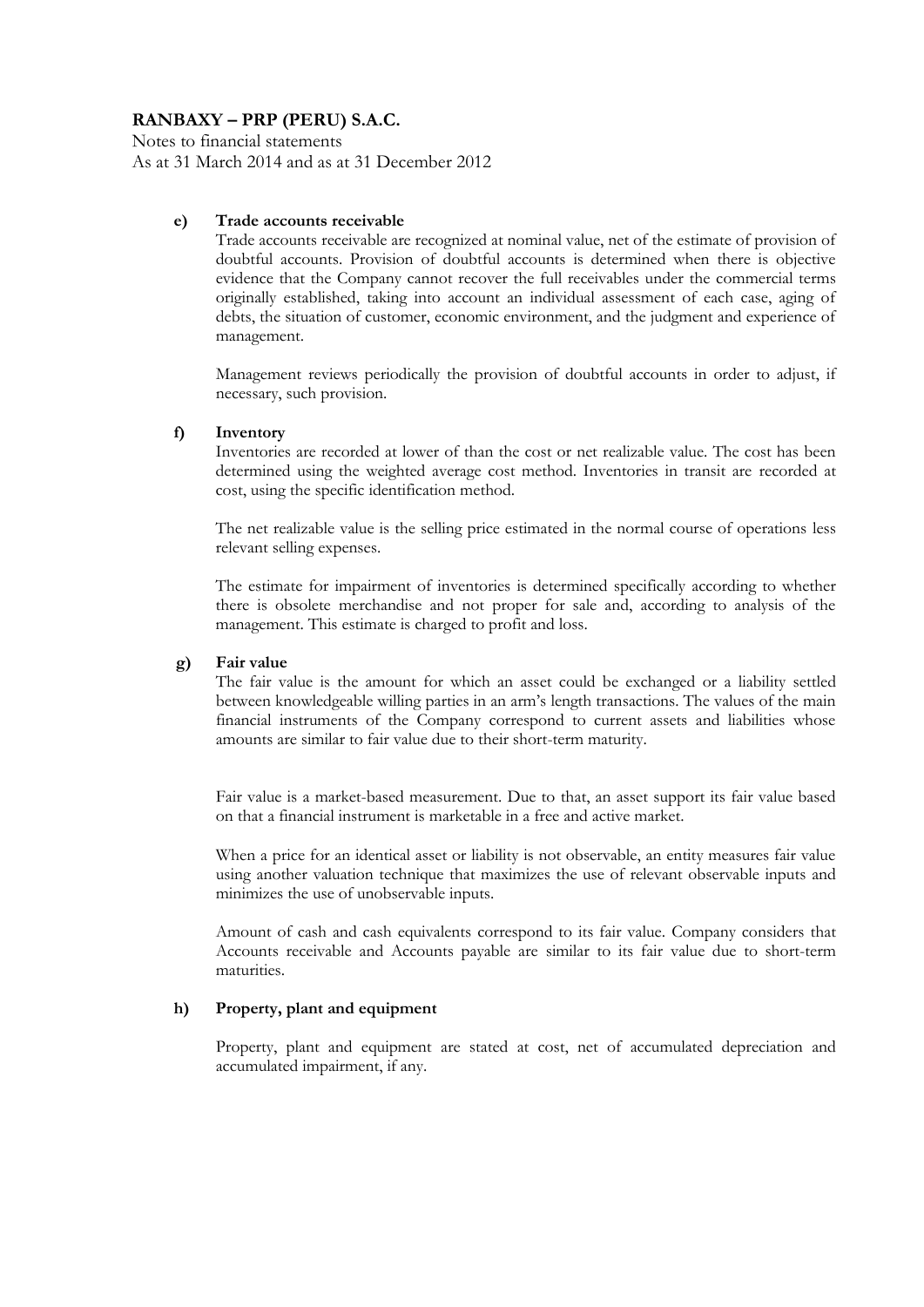**RANBAXY – PRP (PERU) S.A.C.**

Notes to financial statements
As at 31 March 2014 and as at 31 December 2012

**e) Trade accounts receivable**

Trade accounts receivable are recognized at nominal value, net of the estimate of provision of doubtful accounts. Provision of doubtful accounts is determined when there is objective evidence that the Company cannot recover the full receivables under the commercial terms originally established, taking into account an individual assessment of each case, aging of debts, the situation of customer, economic environment, and the judgment and experience of management.

Management reviews periodically the provision of doubtful accounts in order to adjust, if necessary, such provision.

**f) Inventory**

Inventories are recorded at lower of than the cost or net realizable value. The cost has been determined using the weighted average cost method. Inventories in transit are recorded at cost, using the specific identification method.

The net realizable value is the selling price estimated in the normal course of operations less relevant selling expenses.

The estimate for impairment of inventories is determined specifically according to whether there is obsolete merchandise and not proper for sale and, according to analysis of the management. This estimate is charged to profit and loss.

**g) Fair value**

The fair value is the amount for which an asset could be exchanged or a liability settled between knowledgeable willing parties in an arm's length transactions. The values of the main financial instruments of the Company correspond to current assets and liabilities whose amounts are similar to fair value due to their short-term maturity.

Fair value is a market-based measurement. Due to that, an asset support its fair value based on that a financial instrument is marketable in a free and active market.

When a price for an identical asset or liability is not observable, an entity measures fair value using another valuation technique that maximizes the use of relevant observable inputs and minimizes the use of unobservable inputs.

Amount of cash and cash equivalents correspond to its fair value. Company considers that Accounts receivable and Accounts payable are similar to its fair value due to short-term maturities.

**h) Property, plant and equipment**

Property, plant and equipment are stated at cost, net of accumulated depreciation and accumulated impairment, if any.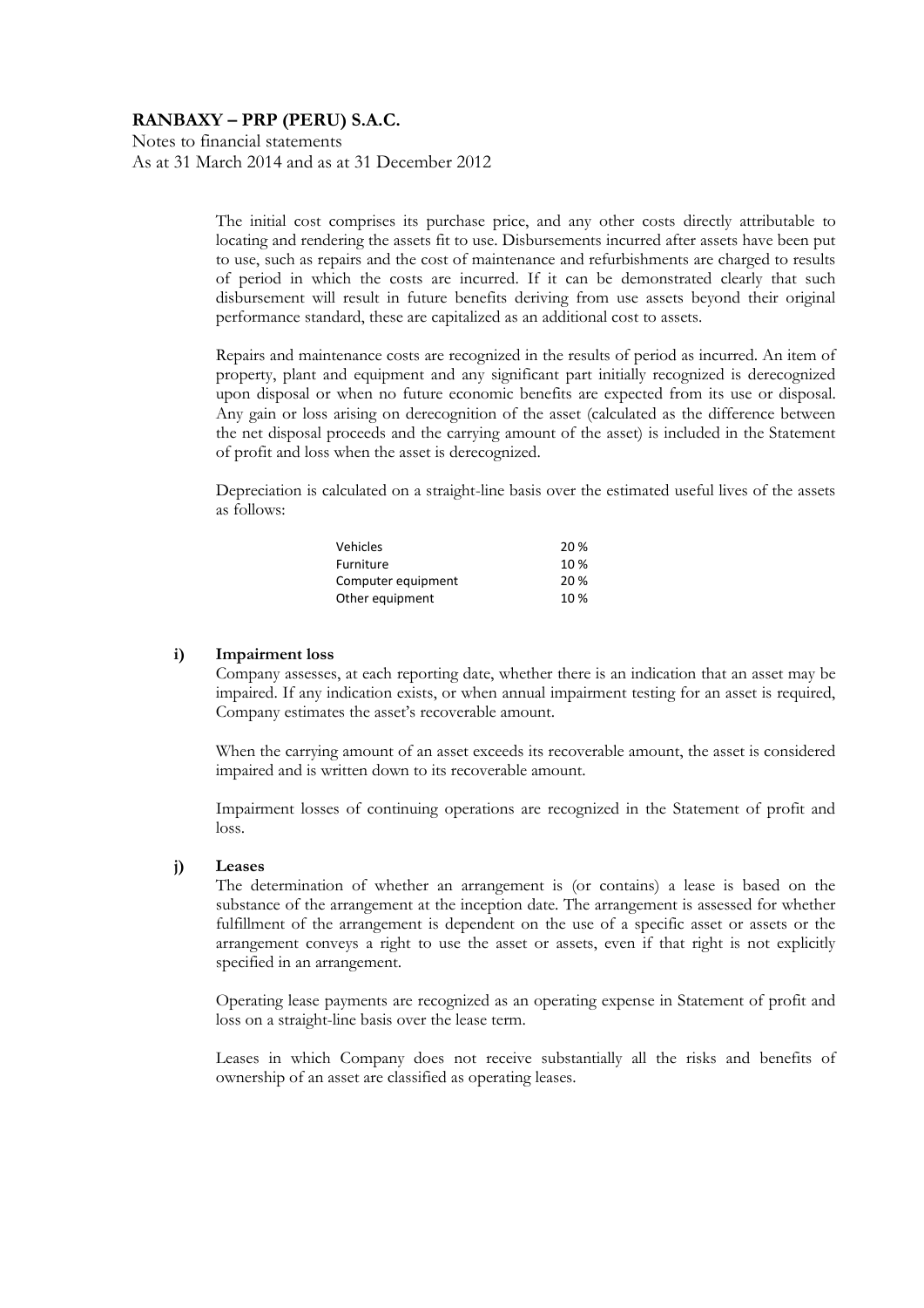The initial cost comprises its purchase price, and any other costs directly attributable to locating and rendering the assets fit to use. Disbursements incurred after assets have been put to use, such as repairs and the cost of maintenance and refurbishments are charged to results of period in which the costs are incurred. If it can be demonstrated clearly that such disbursement will result in future benefits deriving from use assets beyond their original performance standard, these are capitalized as an additional cost to assets.

Repairs and maintenance costs are recognized in the results of period as incurred. An item of property, plant and equipment and any significant part initially recognized is derecognized upon disposal or when no future economic benefits are expected from its use or disposal. Any gain or loss arising on derecognition of the asset (calculated as the difference between the net disposal proceeds and the carrying amount of the asset) is included in the Statement of profit and loss when the asset is derecognized.

Depreciation is calculated on a straight-line basis over the estimated useful lives of the assets as follows:

| | |
|---|---|
| Vehicles | 20 % |
| Furniture | 10 % |
| Computer equipment | 20 % |
| Other equipment | 10 % |

**i) Impairment loss**

Company assesses, at each reporting date, whether there is an indication that an asset may be impaired. If any indication exists, or when annual impairment testing for an asset is required, Company estimates the asset's recoverable amount.

When the carrying amount of an asset exceeds its recoverable amount, the asset is considered impaired and is written down to its recoverable amount.

Impairment losses of continuing operations are recognized in the Statement of profit and loss.

**j) Leases**

The determination of whether an arrangement is (or contains) a lease is based on the substance of the arrangement at the inception date. The arrangement is assessed for whether fulfillment of the arrangement is dependent on the use of a specific asset or assets or the arrangement conveys a right to use the asset or assets, even if that right is not explicitly specified in an arrangement.

Operating lease payments are recognized as an operating expense in Statement of profit and loss on a straight-line basis over the lease term.

Leases in which Company does not receive substantially all the risks and benefits of ownership of an asset are classified as operating leases.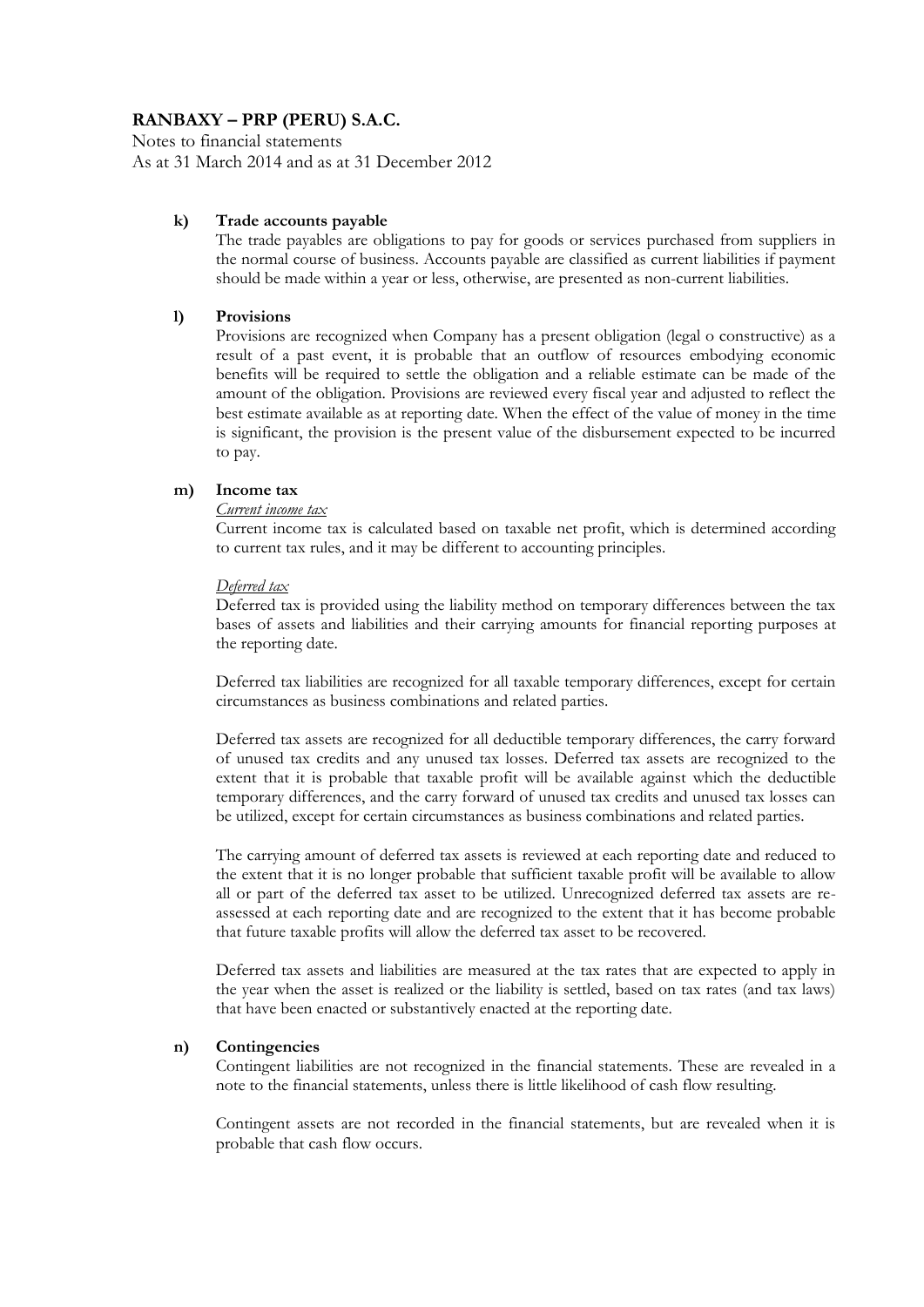**k) Trade accounts payable**

The trade payables are obligations to pay for goods or services purchased from suppliers in the normal course of business. Accounts payable are classified as current liabilities if payment should be made within a year or less, otherwise, are presented as non-current liabilities.

**l) Provisions**

Provisions are recognized when Company has a present obligation (legal o constructive) as a result of a past event, it is probable that an outflow of resources embodying economic benefits will be required to settle the obligation and a reliable estimate can be made of the amount of the obligation. Provisions are reviewed every fiscal year and adjusted to reflect the best estimate available as at reporting date. When the effect of the value of money in the time is significant, the provision is the present value of the disbursement expected to be incurred to pay.

**m) Income tax**

*Current income tax*

Current income tax is calculated based on taxable net profit, which is determined according to current tax rules, and it may be different to accounting principles.

*Deferred tax*

Deferred tax is provided using the liability method on temporary differences between the tax bases of assets and liabilities and their carrying amounts for financial reporting purposes at the reporting date.

Deferred tax liabilities are recognized for all taxable temporary differences, except for certain circumstances as business combinations and related parties.

Deferred tax assets are recognized for all deductible temporary differences, the carry forward of unused tax credits and any unused tax losses. Deferred tax assets are recognized to the extent that it is probable that taxable profit will be available against which the deductible temporary differences, and the carry forward of unused tax credits and unused tax losses can be utilized, except for certain circumstances as business combinations and related parties.

The carrying amount of deferred tax assets is reviewed at each reporting date and reduced to the extent that it is no longer probable that sufficient taxable profit will be available to allow all or part of the deferred tax asset to be utilized. Unrecognized deferred tax assets are re-assessed at each reporting date and are recognized to the extent that it has become probable that future taxable profits will allow the deferred tax asset to be recovered.

Deferred tax assets and liabilities are measured at the tax rates that are expected to apply in the year when the asset is realized or the liability is settled, based on tax rates (and tax laws) that have been enacted or substantively enacted at the reporting date.

**n) Contingencies**

Contingent liabilities are not recognized in the financial statements. These are revealed in a note to the financial statements, unless there is little likelihood of cash flow resulting.

Contingent assets are not recorded in the financial statements, but are revealed when it is probable that cash flow occurs.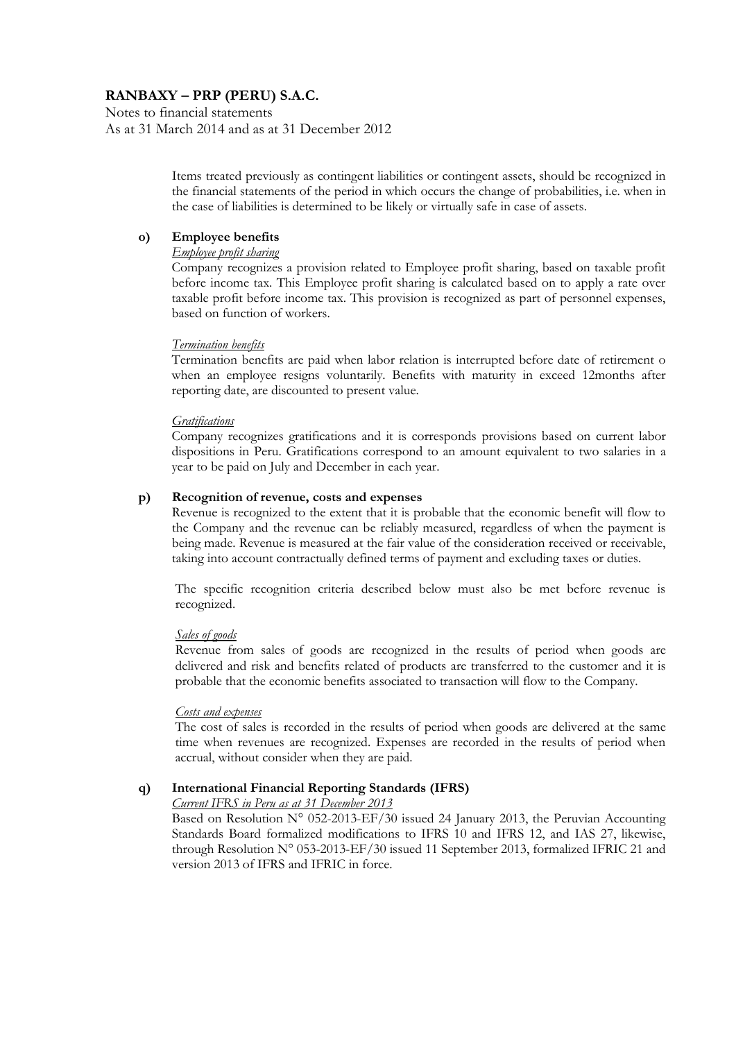Items treated previously as contingent liabilities or contingent assets, should be recognized in the financial statements of the period in which occurs the change of probabilities, i.e. when in the case of liabilities is determined to be likely or virtually safe in case of assets.

**o) Employee benefits**

*Employee profit sharing*

Company recognizes a provision related to Employee profit sharing, based on taxable profit before income tax. This Employee profit sharing is calculated based on to apply a rate over taxable profit before income tax. This provision is recognized as part of personnel expenses, based on function of workers.

*Termination benefits*

Termination benefits are paid when labor relation is interrupted before date of retirement o when an employee resigns voluntarily. Benefits with maturity in exceed 12months after reporting date, are discounted to present value.

*Gratifications*

Company recognizes gratifications and it is corresponds provisions based on current labor dispositions in Peru. Gratifications correspond to an amount equivalent to two salaries in a year to be paid on July and December in each year.

**p) Recognition of revenue, costs and expenses**

Revenue is recognized to the extent that it is probable that the economic benefit will flow to the Company and the revenue can be reliably measured, regardless of when the payment is being made. Revenue is measured at the fair value of the consideration received or receivable, taking into account contractually defined terms of payment and excluding taxes or duties.

The specific recognition criteria described below must also be met before revenue is recognized.

*Sales of goods*

Revenue from sales of goods are recognized in the results of period when goods are delivered and risk and benefits related of products are transferred to the customer and it is probable that the economic benefits associated to transaction will flow to the Company.

*Costs and expenses*

The cost of sales is recorded in the results of period when goods are delivered at the same time when revenues are recognized. Expenses are recorded in the results of period when accrual, without consider when they are paid.

**q) International Financial Reporting Standards (IFRS)**

*Current IFRS in Peru as at 31 December 2013*

Based on Resolution N° 052-2013-EF/30 issued 24 January 2013, the Peruvian Accounting Standards Board formalized modifications to IFRS 10 and IFRS 12, and IAS 27, likewise, through Resolution N° 053-2013-EF/30 issued 11 September 2013, formalized IFRIC 21 and version 2013 of IFRS and IFRIC in force.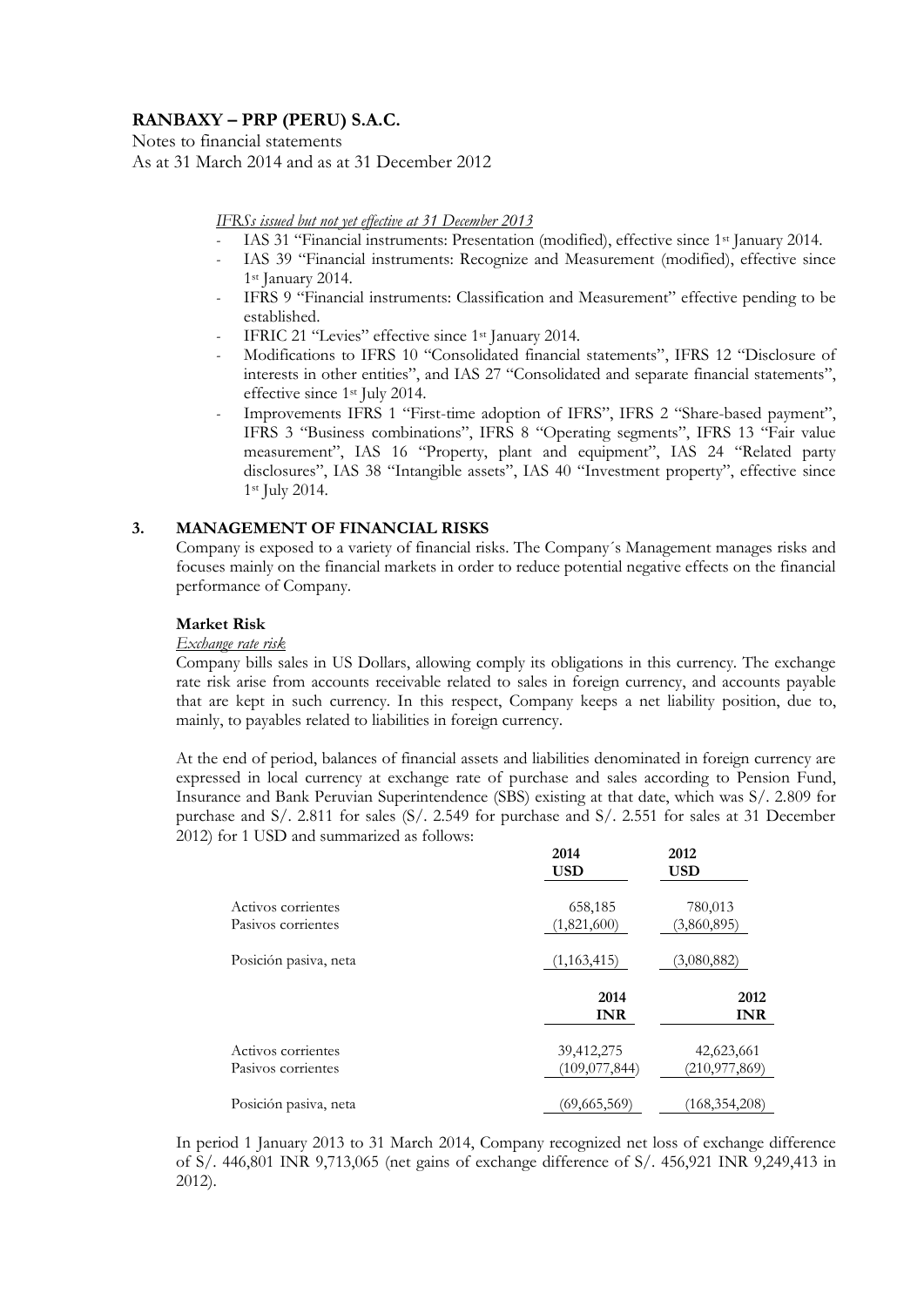*IFRSs issued but not yet effective at 31 December 2013*

- IAS 31 "Financial instruments: Presentation (modified), effective since 1st January 2014.
- IAS 39 "Financial instruments: Recognize and Measurement (modified), effective since 1st January 2014.
- IFRS 9 "Financial instruments: Classification and Measurement" effective pending to be established.
- IFRIC 21 "Levies" effective since 1st January 2014.
- Modifications to IFRS 10 "Consolidated financial statements", IFRS 12 "Disclosure of interests in other entities", and IAS 27 "Consolidated and separate financial statements", effective since 1st July 2014.
- Improvements IFRS 1 "First-time adoption of IFRS", IFRS 2 "Share-based payment", IFRS 3 "Business combinations", IFRS 8 "Operating segments", IFRS 13 "Fair value measurement", IAS 16 "Property, plant and equipment", IAS 24 "Related party disclosures", IAS 38 "Intangible assets", IAS 40 "Investment property", effective since 1st July 2014.

## 3. MANAGEMENT OF FINANCIAL RISKS

Company is exposed to a variety of financial risks. The Company´s Management manages risks and focuses mainly on the financial markets in order to reduce potential negative effects on the financial performance of Company.

### Market Risk

*Exchange rate risk*

Company bills sales in US Dollars, allowing comply its obligations in this currency. The exchange rate risk arise from accounts receivable related to sales in foreign currency, and accounts payable that are kept in such currency. In this respect, Company keeps a net liability position, due to, mainly, to payables related to liabilities in foreign currency.

At the end of period, balances of financial assets and liabilities denominated in foreign currency are expressed in local currency at exchange rate of purchase and sales according to Pension Fund, Insurance and Bank Peruvian Superintendence (SBS) existing at that date, which was S/. 2.809 for purchase and S/. 2.811 for sales (S/. 2.549 for purchase and S/. 2.551 for sales at 31 December 2012) for 1 USD and summarized as follows:

| | 2014 USD | 2012 USD |
|---|---|---|
| Activos corrientes | 658,185 | 780,013 |
| Pasivos corrientes | (1,821,600) | (3,860,895) |
| Posición pasiva, neta | (1,163,415) | (3,080,882) |

| | 2014 INR | 2012 INR |
|---|---|---|
| Activos corrientes | 39,412,275 | 42,623,661 |
| Pasivos corrientes | (109,077,844) | (210,977,869) |
| Posición pasiva, neta | (69,665,569) | (168,354,208) |

In period 1 January 2013 to 31 March 2014, Company recognized net loss of exchange difference of S/. 446,801 INR 9,713,065 (net gains of exchange difference of S/. 456,921 INR 9,249,413 in 2012).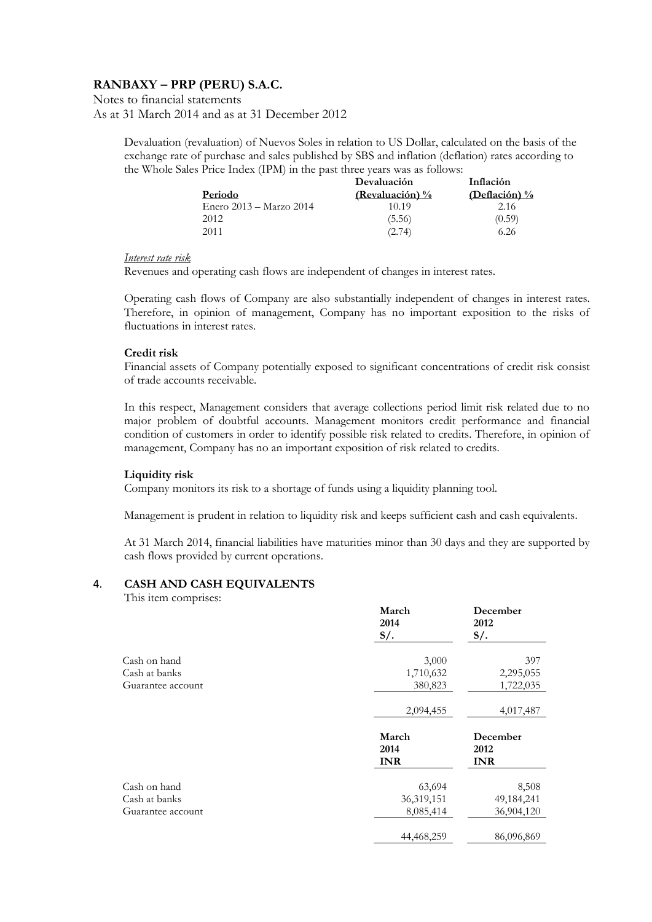Devaluation (revaluation) of Nuevos Soles in relation to US Dollar, calculated on the basis of the exchange rate of purchase and sales published by SBS and inflation (deflation) rates according to the Whole Sales Price Index (IPM) in the past three years was as follows:

| Periodo | Devaluación (Revaluación) % | Inflación (Deflación) % |
|---|---|---|
| Enero 2013 – Marzo 2014 | 10.19 | 2.16 |
| 2012 | (5.56) | (0.59) |
| 2011 | (2.74) | 6.26 |

*Interest rate risk*

Revenues and operating cash flows are independent of changes in interest rates.

Operating cash flows of Company are also substantially independent of changes in interest rates. Therefore, in opinion of management, Company has no important exposition to the risks of fluctuations in interest rates.

**Credit risk**

Financial assets of Company potentially exposed to significant concentrations of credit risk consist of trade accounts receivable.

In this respect, Management considers that average collections period limit risk related due to no major problem of doubtful accounts. Management monitors credit performance and financial condition of customers in order to identify possible risk related to credits. Therefore, in opinion of management, Company has no an important exposition of risk related to credits.

**Liquidity risk**

Company monitors its risk to a shortage of funds using a liquidity planning tool.

Management is prudent in relation to liquidity risk and keeps sufficient cash and cash equivalents.

At 31 March 2014, financial liabilities have maturities minor than 30 days and they are supported by cash flows provided by current operations.

## 4. CASH AND CASH EQUIVALENTS

This item comprises:

| | March 2014 S/. | December 2012 S/. |
|---|---|---|
| Cash on hand | 3,000 | 397 |
| Cash at banks | 1,710,632 | 2,295,055 |
| Guarantee account | 380,823 | 1,722,035 |
| | 2,094,455 | 4,017,487 |

| | March 2014 INR | December 2012 INR |
|---|---|---|
| Cash on hand | 63,694 | 8,508 |
| Cash at banks | 36,319,151 | 49,184,241 |
| Guarantee account | 8,085,414 | 36,904,120 |
| | 44,468,259 | 86,096,869 |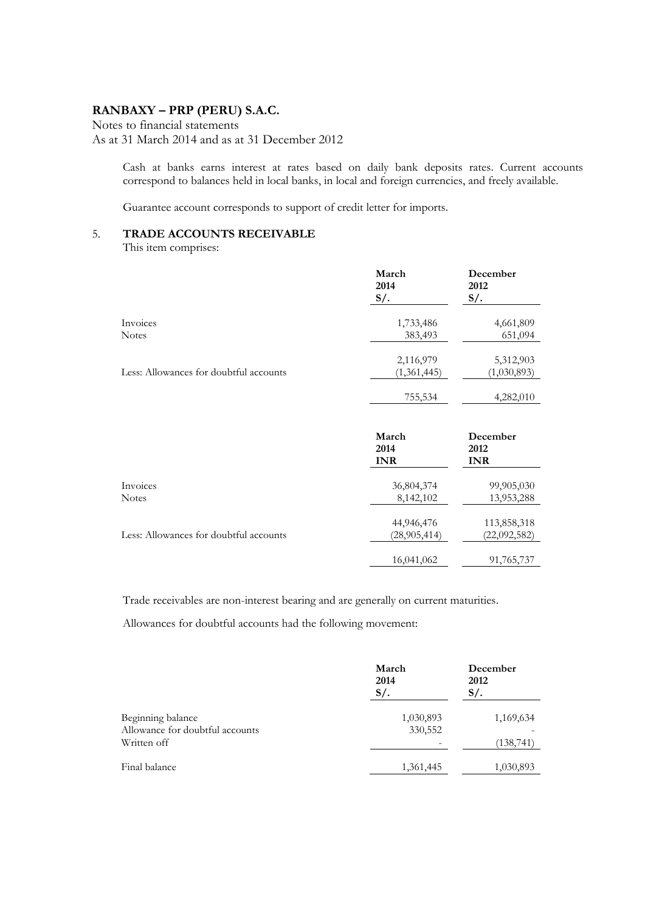**RANBAXY – PRP (PERU) S.A.C.**

Notes to financial statements
As at 31 March 2014 and as at 31 December 2012

Cash at banks earns interest at rates based on daily bank deposits rates. Current accounts correspond to balances held in local banks, in local and foreign currencies, and freely available.

Guarantee account corresponds to support of credit letter for imports.

## 5. TRADE ACCOUNTS RECEIVABLE

This item comprises:

| | March 2014 S/. | December 2012 S/. |
|---|---|---|
| Invoices | 1,733,486 | 4,661,809 |
| Notes | 383,493 | 651,094 |
| | 2,116,979 | 5,312,903 |
| Less: Allowances for doubtful accounts | (1,361,445) | (1,030,893) |
| | 755,534 | 4,282,010 |

| | March 2014 INR | December 2012 INR |
|---|---|---|
| Invoices | 36,804,374 | 99,905,030 |
| Notes | 8,142,102 | 13,953,288 |
| | 44,946,476 | 113,858,318 |
| Less: Allowances for doubtful accounts | (28,905,414) | (22,092,582) |
| | 16,041,062 | 91,765,737 |

Trade receivables are non-interest bearing and are generally on current maturities.

Allowances for doubtful accounts had the following movement:

| | March 2014 S/. | December 2012 S/. |
|---|---|---|
| Beginning balance | 1,030,893 | 1,169,634 |
| Allowance for doubtful accounts | 330,552 | - |
| Written off | - | (138,741) |
| Final balance | 1,361,445 | 1,030,893 |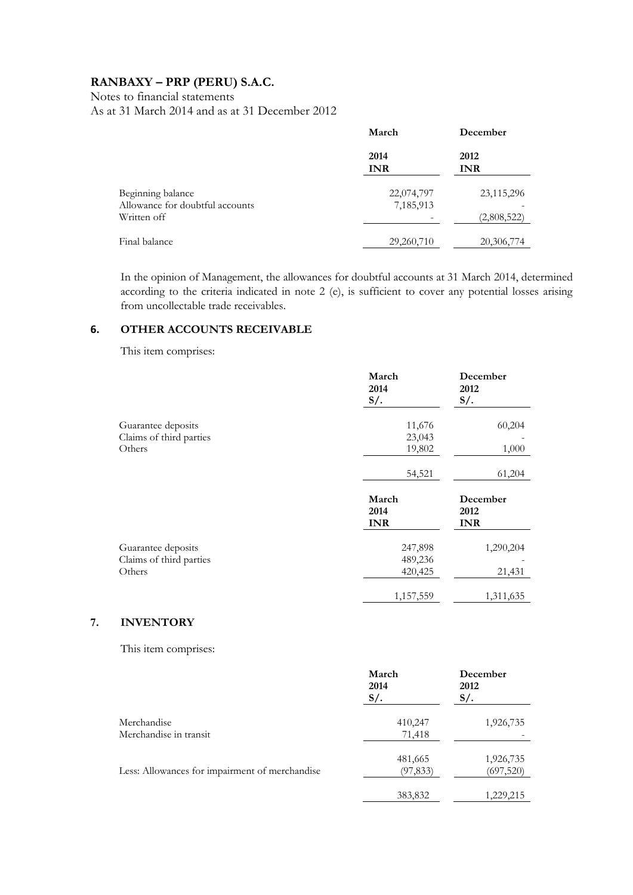**RANBAXY – PRP (PERU) S.A.C.**

Notes to financial statements
As at 31 March 2014 and as at 31 December 2012

| | March 2014 INR | December 2012 INR |
|---|---|---|
| Beginning balance | 22,074,797 | 23,115,296 |
| Allowance for doubtful accounts | 7,185,913 | - |
| Written off | - | (2,808,522) |
| Final balance | 29,260,710 | 20,306,774 |

In the opinion of Management, the allowances for doubtful accounts at 31 March 2014, determined according to the criteria indicated in note 2 (e), is sufficient to cover any potential losses arising from uncollectable trade receivables.

## 6. OTHER ACCOUNTS RECEIVABLE

This item comprises:

| | March 2014 S/. | December 2012 S/. |
|---|---|---|
| Guarantee deposits | 11,676 | 60,204 |
| Claims of third parties | 23,043 | - |
| Others | 19,802 | 1,000 |
| | 54,521 | 61,204 |

| | March 2014 INR | December 2012 INR |
|---|---|---|
| Guarantee deposits | 247,898 | 1,290,204 |
| Claims of third parties | 489,236 | - |
| Others | 420,425 | 21,431 |
| | 1,157,559 | 1,311,635 |

## 7. INVENTORY

This item comprises:

| | March 2014 S/. | December 2012 S/. |
|---|---|---|
| Merchandise | 410,247 | 1,926,735 |
| Merchandise in transit | 71,418 | - |
| | 481,665 | 1,926,735 |
| Less: Allowances for impairment of merchandise | (97,833) | (697,520) |
| | 383,832 | 1,229,215 |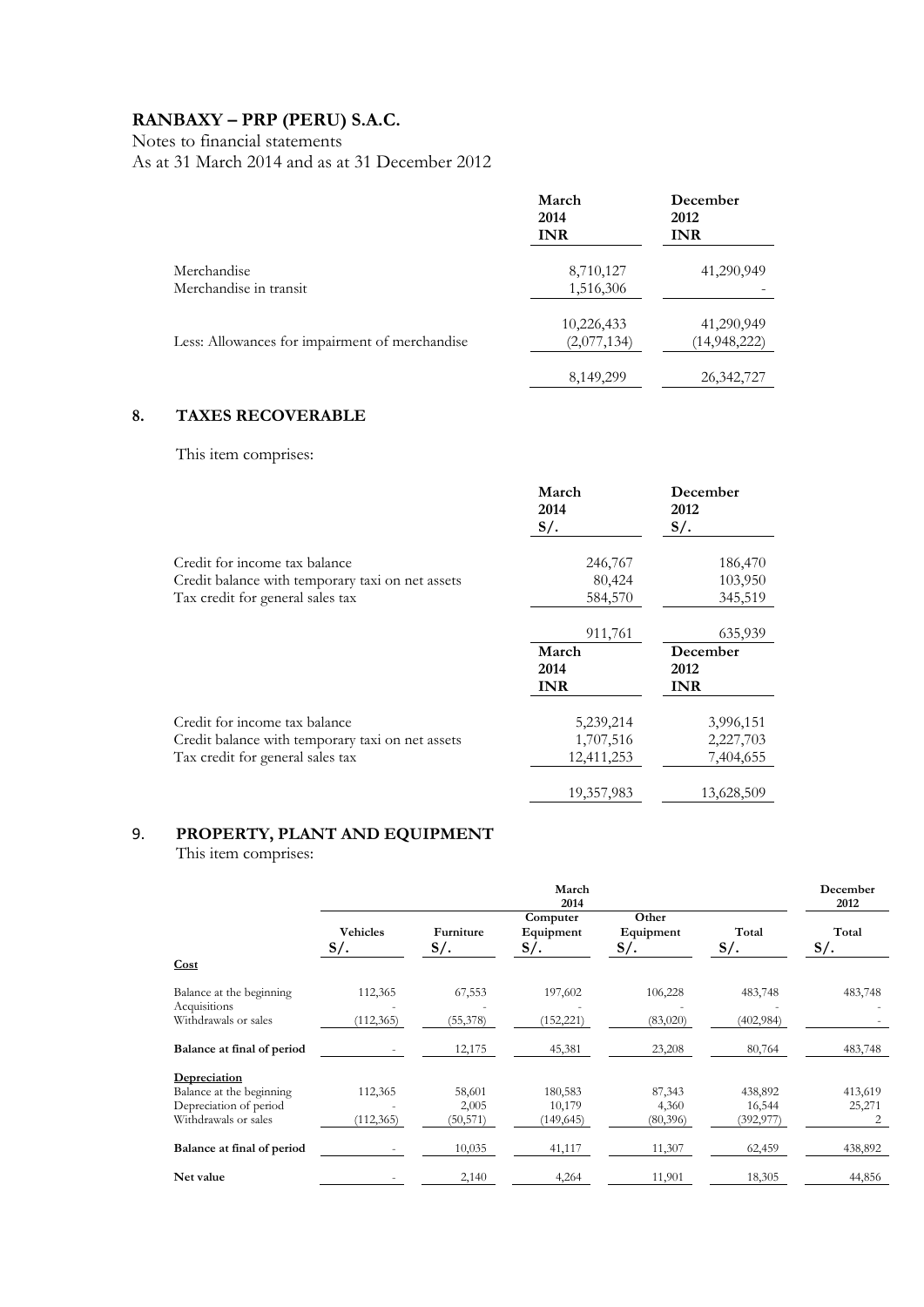**RANBAXY – PRP (PERU) S.A.C.**

Notes to financial statements

As at 31 March 2014 and as at 31 December 2012

| | March 2014 INR | December 2012 INR |
|---|---|---|
| Merchandise | 8,710,127 | 41,290,949 |
| Merchandise in transit | 1,516,306 | - |
| | 10,226,433 | 41,290,949 |
| Less: Allowances for impairment of merchandise | (2,077,134) | (14,948,222) |
| | 8,149,299 | 26,342,727 |

## 8. TAXES RECOVERABLE

This item comprises:

| | March 2014 S/. | December 2012 S/. |
|---|---|---|
| Credit for income tax balance | 246,767 | 186,470 |
| Credit balance with temporary taxi on net assets | 80,424 | 103,950 |
| Tax credit for general sales tax | 584,570 | 345,519 |
| | 911,761 | 635,939 |

| | March 2014 INR | December 2012 INR |
|---|---|---|
| Credit for income tax balance | 5,239,214 | 3,996,151 |
| Credit balance with temporary taxi on net assets | 1,707,516 | 2,227,703 |
| Tax credit for general sales tax | 12,411,253 | 7,404,655 |
| | 19,357,983 | 13,628,509 |

## 9. PROPERTY, PLANT AND EQUIPMENT

This item comprises:

| | March 2014 | | | | | December 2012 |
|---|---|---|---|---|---|---|
| | Vehicles S/. | Furniture S/. | Computer Equipment S/. | Other Equipment S/. | Total S/. | Total S/. |
| **Cost** | | | | | | |
| Balance at the beginning | 112,365 | 67,553 | 197,602 | 106,228 | 483,748 | 483,748 |
| Acquisitions | - | - | - | - | - | - |
| Withdrawals or sales | (112,365) | (55,378) | (152,221) | (83,020) | (402,984) | - |
| **Balance at final of period** | - | 12,175 | 45,381 | 23,208 | 80,764 | 483,748 |
| **Depreciation** | | | | | | |
| Balance at the beginning | 112,365 | 58,601 | 180,583 | 87,343 | 438,892 | 413,619 |
| Depreciation of period | - | 2,005 | 10,179 | 4,360 | 16,544 | 25,271 |
| Withdrawals or sales | (112,365) | (50,571) | (149,645) | (80,396) | (392,977) | 2 |
| **Balance at final of period** | - | 10,035 | 41,117 | 11,307 | 62,459 | 438,892 |
| **Net value** | - | 2,140 | 4,264 | 11,901 | 18,305 | 44,856 |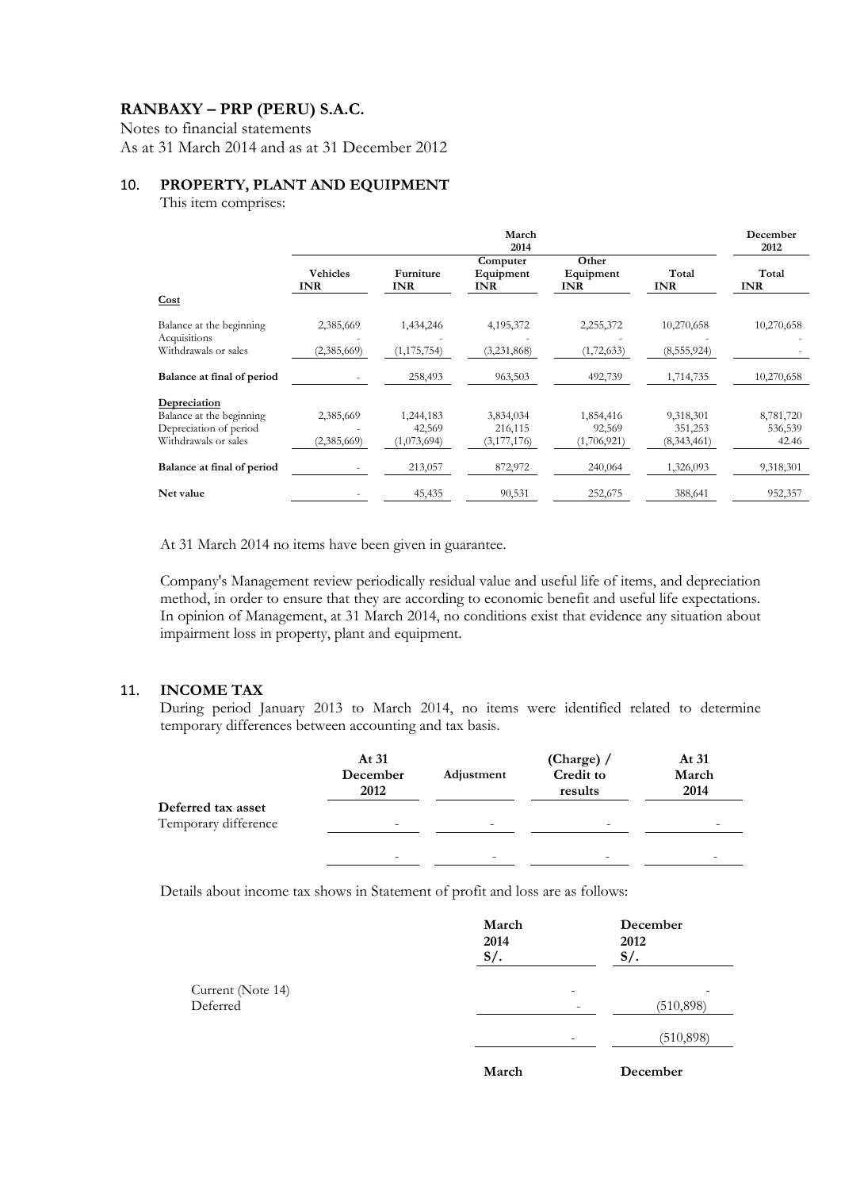# RANBAXY – PRP (PERU) S.A.C.

Notes to financial statements
As at 31 March 2014 and as at 31 December 2012

## 10. PROPERTY, PLANT AND EQUIPMENT

This item comprises:

| | March 2014 | | | | | December 2012 |
|---|---|---|---|---|---|---|
| | Vehicles INR | Furniture INR | Computer Equipment INR | Other Equipment INR | Total INR | Total INR |
| **Cost** | | | | | | |
| Balance at the beginning | 2,385,669 | 1,434,246 | 4,195,372 | 2,255,372 | 10,270,658 | 10,270,658 |
| Acquisitions | - | - | - | - | - | - |
| Withdrawals or sales | (2,385,669) | (1,175,754) | (3,231,868) | (1,72,633) | (8,555,924) | - |
| **Balance at final of period** | - | 258,493 | 963,503 | 492,739 | 1,714,735 | 10,270,658 |
| **Depreciation** | | | | | | |
| Balance at the beginning | 2,385,669 | 1,244,183 | 3,834,034 | 1,854,416 | 9,318,301 | 8,781,720 |
| Depreciation of period | - | 42,569 | 216,115 | 92,569 | 351,253 | 536,539 |
| Withdrawals or sales | (2,385,669) | (1,073,694) | (3,177,176) | (1,706,921) | (8,343,461) | 42.46 |
| **Balance at final of period** | - | 213,057 | 872,972 | 240,064 | 1,326,093 | 9,318,301 |
| **Net value** | - | 45,435 | 90,531 | 252,675 | 388,641 | 952,357 |

At 31 March 2014 no items have been given in guarantee.

Company's Management review periodically residual value and useful life of items, and depreciation method, in order to ensure that they are according to economic benefit and useful life expectations. In opinion of Management, at 31 March 2014, no conditions exist that evidence any situation about impairment loss in property, plant and equipment.

## 11. INCOME TAX

During period January 2013 to March 2014, no items were identified related to determine temporary differences between accounting and tax basis.

| | At 31 December 2012 | Adjustment | (Charge) / Credit to results | At 31 March 2014 |
|---|---|---|---|---|
| **Deferred tax asset** | | | | |
| Temporary difference | - | - | - | - |
| | - | - | - | - |

Details about income tax shows in Statement of profit and loss are as follows:

| | March 2014 S/. | December 2012 S/. |
|---|---|---|
| Current (Note 14) | - | - |
| Deferred | - | (510,898) |
| | - | (510,898) |

| | March | December |
|---|---|---|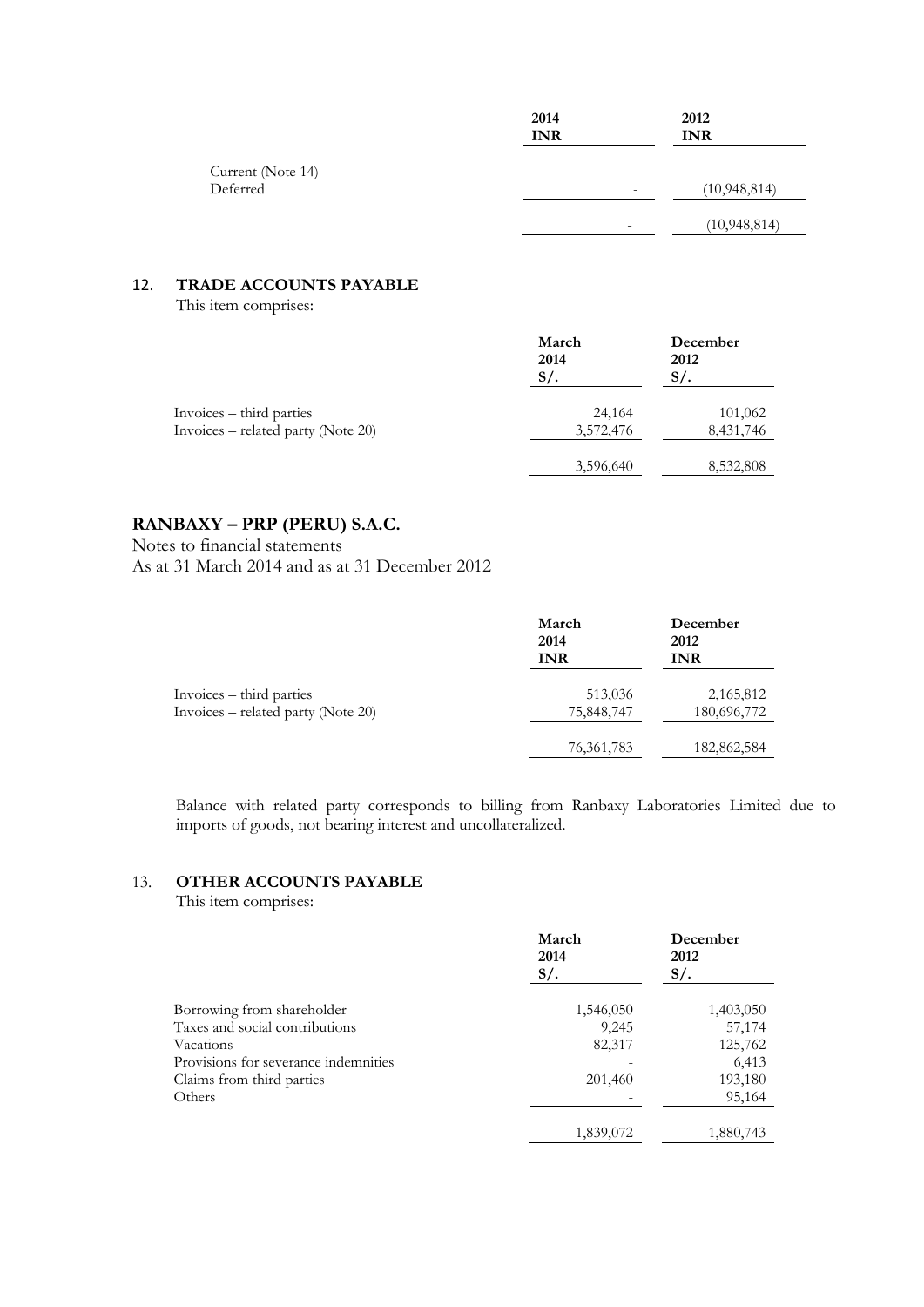| | 2014 INR | 2012 INR |
|---|---|---|
| Current (Note 14) | - | - |
| Deferred | - | (10,948,814) |
| | - | (10,948,814) |

## 12. TRADE ACCOUNTS PAYABLE

This item comprises:

| | March 2014 S/. | December 2012 S/. |
|---|---|---|
| Invoices – third parties | 24,164 | 101,062 |
| Invoices – related party (Note 20) | 3,572,476 | 8,431,746 |
| | 3,596,640 | 8,532,808 |

**RANBAXY – PRP (PERU) S.A.C.**

Notes to financial statements
As at 31 March 2014 and as at 31 December 2012

| | March 2014 INR | December 2012 INR |
|---|---|---|
| Invoices – third parties | 513,036 | 2,165,812 |
| Invoices – related party (Note 20) | 75,848,747 | 180,696,772 |
| | 76,361,783 | 182,862,584 |

Balance with related party corresponds to billing from Ranbaxy Laboratories Limited due to imports of goods, not bearing interest and uncollateralized.

## 13. OTHER ACCOUNTS PAYABLE

This item comprises:

| | March 2014 S/. | December 2012 S/. |
|---|---|---|
| Borrowing from shareholder | 1,546,050 | 1,403,050 |
| Taxes and social contributions | 9,245 | 57,174 |
| Vacations | 82,317 | 125,762 |
| Provisions for severance indemnities | - | 6,413 |
| Claims from third parties | 201,460 | 193,180 |
| Others | - | 95,164 |
| | 1,839,072 | 1,880,743 |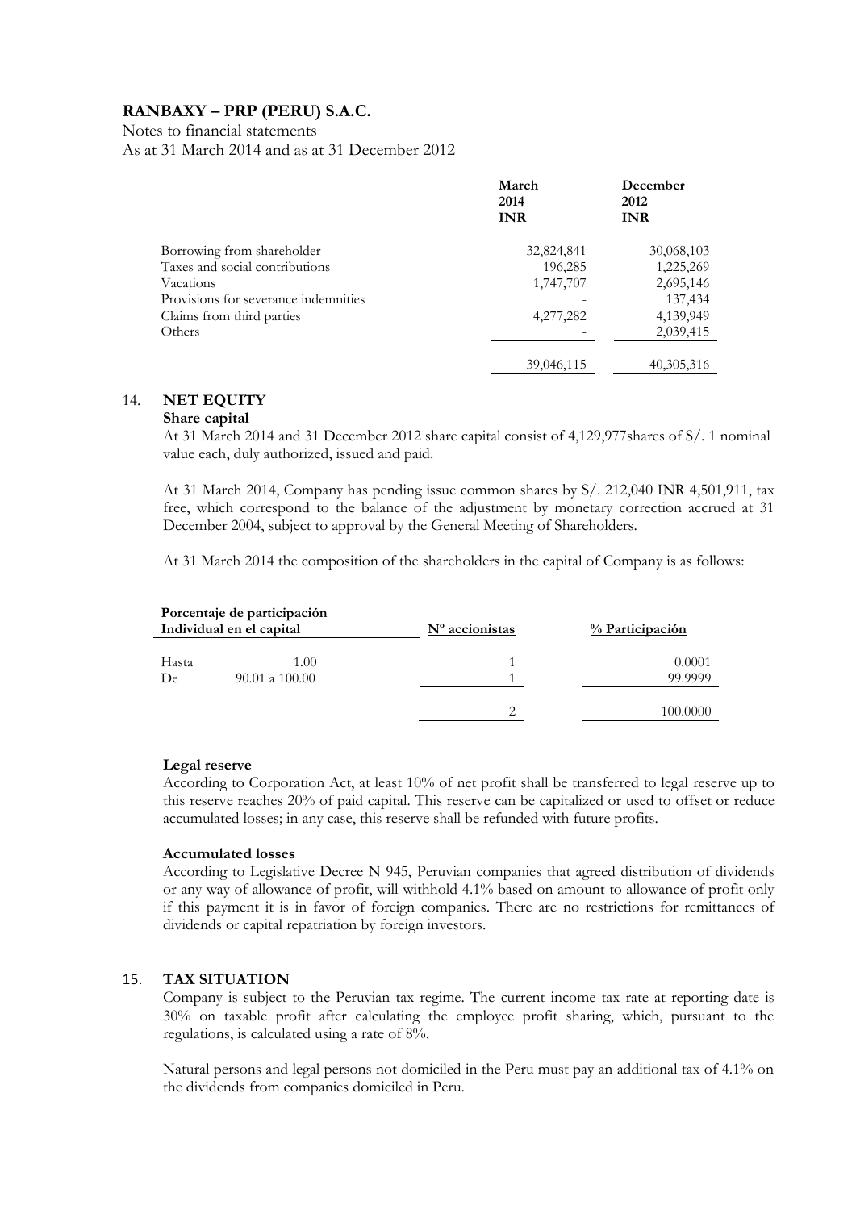**RANBAXY – PRP (PERU) S.A.C.**

Notes to financial statements
As at 31 March 2014 and as at 31 December 2012

| | March 2014 INR | December 2012 INR |
|---|---|---|
| Borrowing from shareholder | 32,824,841 | 30,068,103 |
| Taxes and social contributions | 196,285 | 1,225,269 |
| Vacations | 1,747,707 | 2,695,146 |
| Provisions for severance indemnities | - | 137,434 |
| Claims from third parties | 4,277,282 | 4,139,949 |
| Others | - | 2,039,415 |
| | 39,046,115 | 40,305,316 |

## 14. NET EQUITY

**Share capital**

At 31 March 2014 and 31 December 2012 share capital consist of 4,129,977shares of S/. 1 nominal value each, duly authorized, issued and paid.

At 31 March 2014, Company has pending issue common shares by S/. 212,040 INR 4,501,911, tax free, which correspond to the balance of the adjustment by monetary correction accrued at 31 December 2004, subject to approval by the General Meeting of Shareholders.

At 31 March 2014 the composition of the shareholders in the capital of Company is as follows:

| Porcentaje de participación Individual en el capital | | Nº accionistas | % Participación |
|---|---|---|---|
| Hasta | 1.00 | 1 | 0.0001 |
| De | 90.01 a 100.00 | 1 | 99.9999 |
| | | 2 | 100.0000 |

**Legal reserve**

According to Corporation Act, at least 10% of net profit shall be transferred to legal reserve up to this reserve reaches 20% of paid capital. This reserve can be capitalized or used to offset or reduce accumulated losses; in any case, this reserve shall be refunded with future profits.

**Accumulated losses**

According to Legislative Decree N 945, Peruvian companies that agreed distribution of dividends or any way of allowance of profit, will withhold 4.1% based on amount to allowance of profit only if this payment it is in favor of foreign companies. There are no restrictions for remittances of dividends or capital repatriation by foreign investors.

## 15. TAX SITUATION

Company is subject to the Peruvian tax regime. The current income tax rate at reporting date is 30% on taxable profit after calculating the employee profit sharing, which, pursuant to the regulations, is calculated using a rate of 8%.

Natural persons and legal persons not domiciled in the Peru must pay an additional tax of 4.1% on the dividends from companies domiciled in Peru.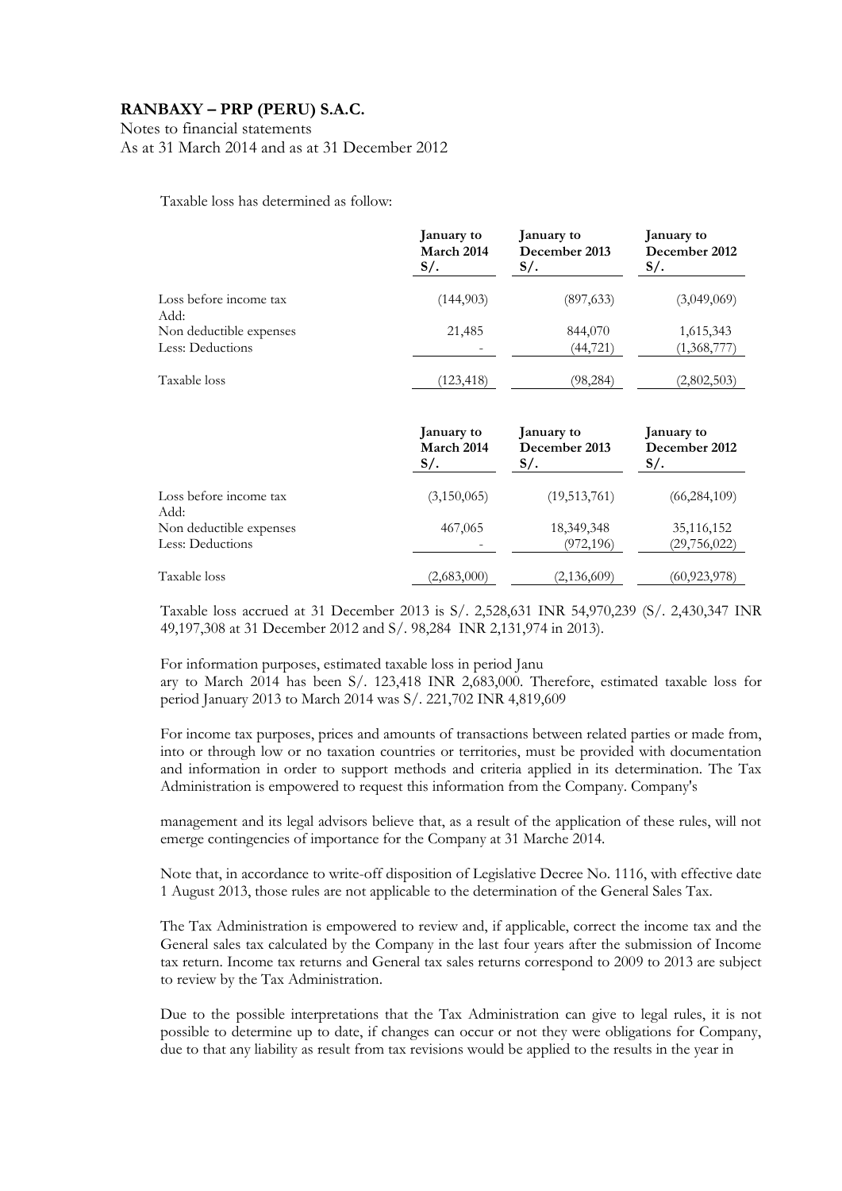Taxable loss has determined as follow:

| | January to March 2014 S/. | January to December 2013 S/. | January to December 2012 S/. |
|---|---|---|---|
| Loss before income tax | (144,903) | (897,633) | (3,049,069) |
| Add: | | | |
| Non deductible expenses | 21,485 | 844,070 | 1,615,343 |
| Less: Deductions | - | (44,721) | (1,368,777) |
| Taxable loss | (123,418) | (98,284) | (2,802,503) |

| | January to March 2014 S/. | January to December 2013 S/. | January to December 2012 S/. |
|---|---|---|---|
| Loss before income tax | (3,150,065) | (19,513,761) | (66,284,109) |
| Add: | | | |
| Non deductible expenses | 467,065 | 18,349,348 | 35,116,152 |
| Less: Deductions | - | (972,196) | (29,756,022) |
| Taxable loss | (2,683,000) | (2,136,609) | (60,923,978) |

Taxable loss accrued at 31 December 2013 is S/. 2,528,631 INR 54,970,239 (S/. 2,430,347 INR 49,197,308 at 31 December 2012 and S/. 98,284 INR 2,131,974 in 2013).

For information purposes, estimated taxable loss in period Janu
ary to March 2014 has been S/. 123,418 INR 2,683,000. Therefore, estimated taxable loss for period January 2013 to March 2014 was S/. 221,702 INR 4,819,609

For income tax purposes, prices and amounts of transactions between related parties or made from, into or through low or no taxation countries or territories, must be provided with documentation and information in order to support methods and criteria applied in its determination. The Tax Administration is empowered to request this information from the Company. Company's

management and its legal advisors believe that, as a result of the application of these rules, will not emerge contingencies of importance for the Company at 31 Marche 2014.

Note that, in accordance to write-off disposition of Legislative Decree No. 1116, with effective date 1 August 2013, those rules are not applicable to the determination of the General Sales Tax.

The Tax Administration is empowered to review and, if applicable, correct the income tax and the General sales tax calculated by the Company in the last four years after the submission of Income tax return. Income tax returns and General tax sales returns correspond to 2009 to 2013 are subject to review by the Tax Administration.

Due to the possible interpretations that the Tax Administration can give to legal rules, it is not possible to determine up to date, if changes can occur or not they were obligations for Company, due to that any liability as result from tax revisions would be applied to the results in the year in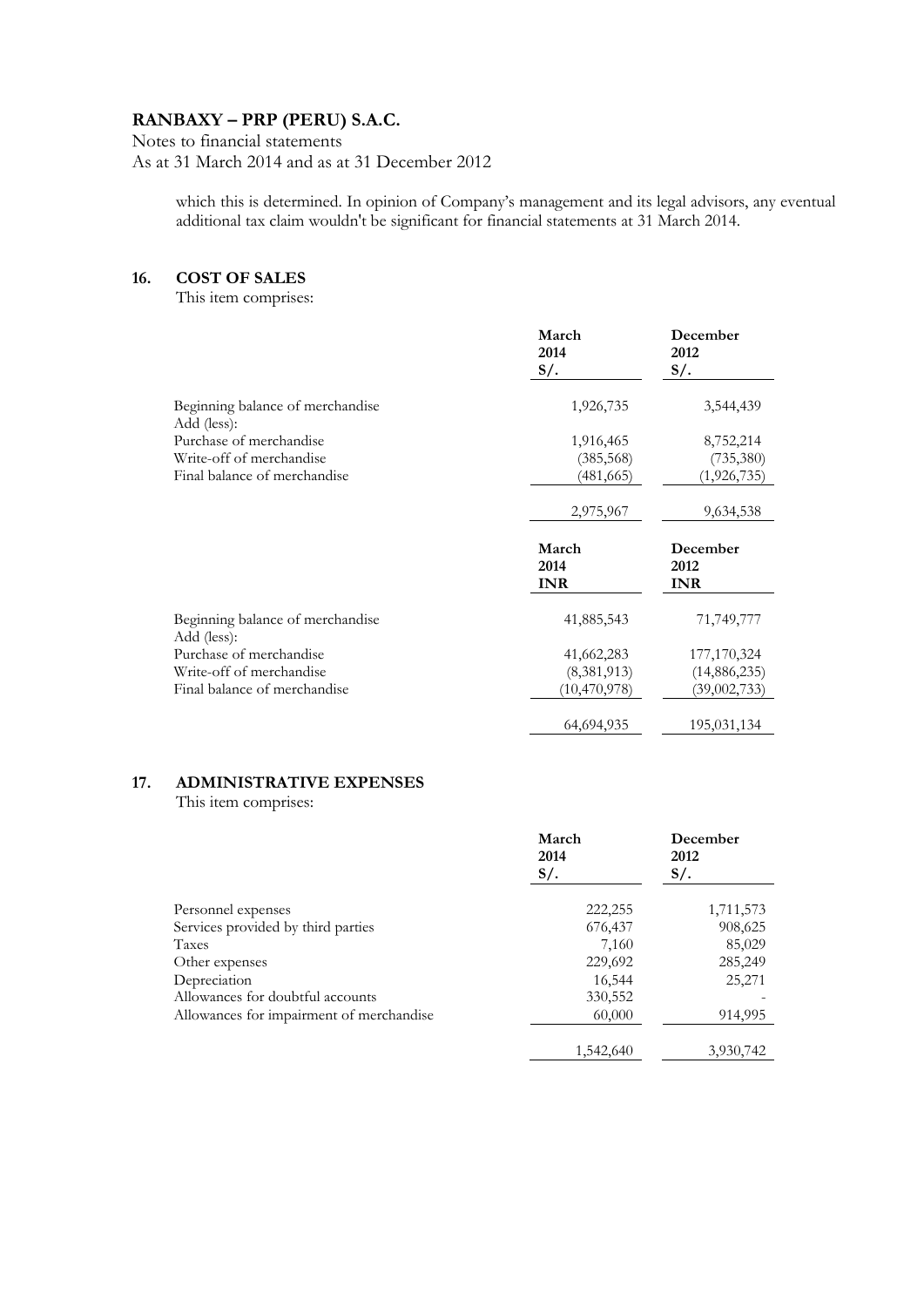which this is determined. In opinion of Company's management and its legal advisors, any eventual additional tax claim wouldn't be significant for financial statements at 31 March 2014.

## 16. COST OF SALES

This item comprises:

| | March 2014 S/. | December 2012 S/. |
|---|---|---|
| Beginning balance of merchandise | 1,926,735 | 3,544,439 |
| Add (less): | | |
| Purchase of merchandise | 1,916,465 | 8,752,214 |
| Write-off of merchandise | (385,568) | (735,380) |
| Final balance of merchandise | (481,665) | (1,926,735) |
| | 2,975,967 | 9,634,538 |

| | March 2014 INR | December 2012 INR |
|---|---|---|
| Beginning balance of merchandise | 41,885,543 | 71,749,777 |
| Add (less): | | |
| Purchase of merchandise | 41,662,283 | 177,170,324 |
| Write-off of merchandise | (8,381,913) | (14,886,235) |
| Final balance of merchandise | (10,470,978) | (39,002,733) |
| | 64,694,935 | 195,031,134 |

## 17. ADMINISTRATIVE EXPENSES

This item comprises:

| | March 2014 S/. | December 2012 S/. |
|---|---|---|
| Personnel expenses | 222,255 | 1,711,573 |
| Services provided by third parties | 676,437 | 908,625 |
| Taxes | 7,160 | 85,029 |
| Other expenses | 229,692 | 285,249 |
| Depreciation | 16,544 | 25,271 |
| Allowances for doubtful accounts | 330,552 | - |
| Allowances for impairment of merchandise | 60,000 | 914,995 |
| | 1,542,640 | 3,930,742 |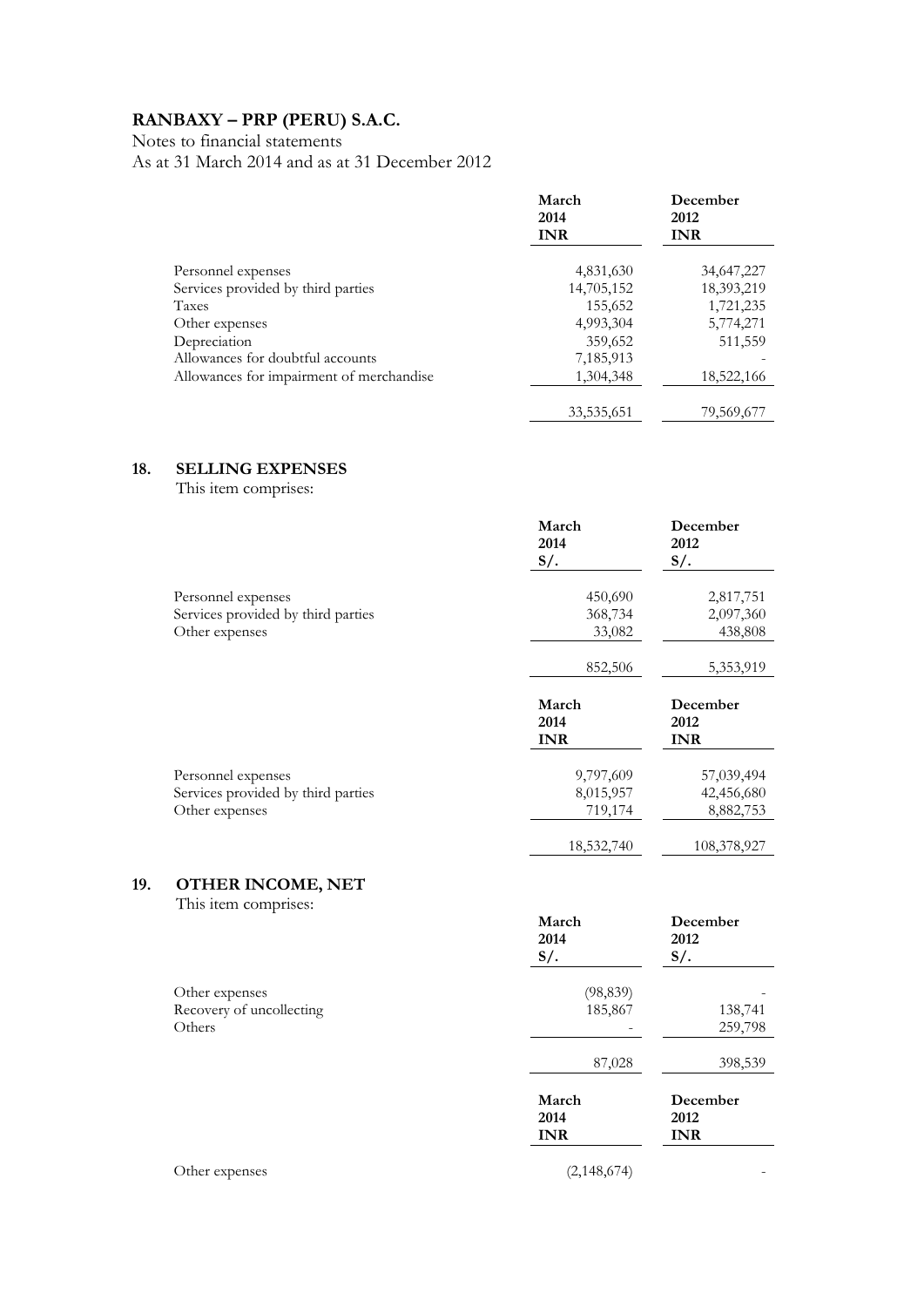# RANBAXY – PRP (PERU) S.A.C.

Notes to financial statements
As at 31 March 2014 and as at 31 December 2012

| | March 2014 INR | December 2012 INR |
|---|---|---|
| Personnel expenses | 4,831,630 | 34,647,227 |
| Services provided by third parties | 14,705,152 | 18,393,219 |
| Taxes | 155,652 | 1,721,235 |
| Other expenses | 4,993,304 | 5,774,271 |
| Depreciation | 359,652 | 511,559 |
| Allowances for doubtful accounts | 7,185,913 | - |
| Allowances for impairment of merchandise | 1,304,348 | 18,522,166 |
| | 33,535,651 | 79,569,677 |

## 18. SELLING EXPENSES

This item comprises:

| | March 2014 S/. | December 2012 S/. |
|---|---|---|
| Personnel expenses | 450,690 | 2,817,751 |
| Services provided by third parties | 368,734 | 2,097,360 |
| Other expenses | 33,082 | 438,808 |
| | 852,506 | 5,353,919 |

| | March 2014 INR | December 2012 INR |
|---|---|---|
| Personnel expenses | 9,797,609 | 57,039,494 |
| Services provided by third parties | 8,015,957 | 42,456,680 |
| Other expenses | 719,174 | 8,882,753 |
| | 18,532,740 | 108,378,927 |

## 19. OTHER INCOME, NET

This item comprises:

| | March 2014 S/. | December 2012 S/. |
|---|---|---|
| Other expenses | (98,839) | - |
| Recovery of uncollecting | 185,867 | 138,741 |
| Others | - | 259,798 |
| | 87,028 | 398,539 |

| | March 2014 INR | December 2012 INR |
|---|---|---|
| Other expenses | (2,148,674) | - |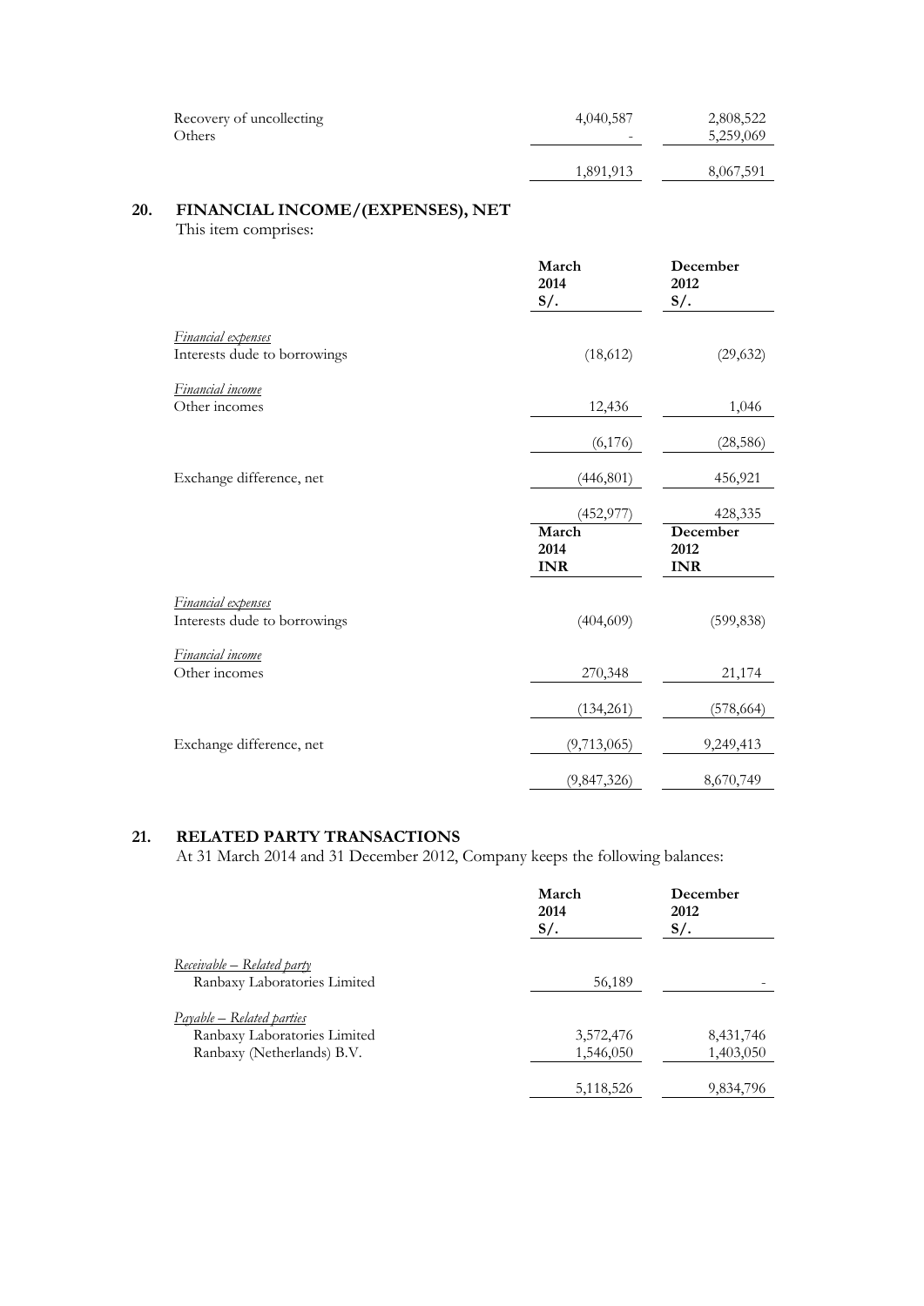| | | |
|---|---|---|
| Recovery of uncollecting | 4,040,587 | 2,808,522 |
| Others | - | 5,259,069 |
| | 1,891,913 | 8,067,591 |

## 20. FINANCIAL INCOME/(EXPENSES), NET

This item comprises:

| | March 2014 S/. | December 2012 S/. |
|---|---|---|
| *Financial expenses* | | |
| Interests dude to borrowings | (18,612) | (29,632) |
| *Financial income* | | |
| Other incomes | 12,436 | 1,046 |
| | (6,176) | (28,586) |
| Exchange difference, net | (446,801) | 456,921 |
| | (452,977) | 428,335 |
| | **March 2014 INR** | **December 2012 INR** |
| *Financial expenses* | | |
| Interests dude to borrowings | (404,609) | (599,838) |
| *Financial income* | | |
| Other incomes | 270,348 | 21,174 |
| | (134,261) | (578,664) |
| Exchange difference, net | (9,713,065) | 9,249,413 |
| | (9,847,326) | 8,670,749 |

## 21. RELATED PARTY TRANSACTIONS

At 31 March 2014 and 31 December 2012, Company keeps the following balances:

| | March 2014 S/. | December 2012 S/. |
|---|---|---|
| *Receivable – Related party* | | |
| Ranbaxy Laboratories Limited | 56,189 | - |
| *Payable – Related parties* | | |
| Ranbaxy Laboratories Limited | 3,572,476 | 8,431,746 |
| Ranbaxy (Netherlands) B.V. | 1,546,050 | 1,403,050 |
| | 5,118,526 | 9,834,796 |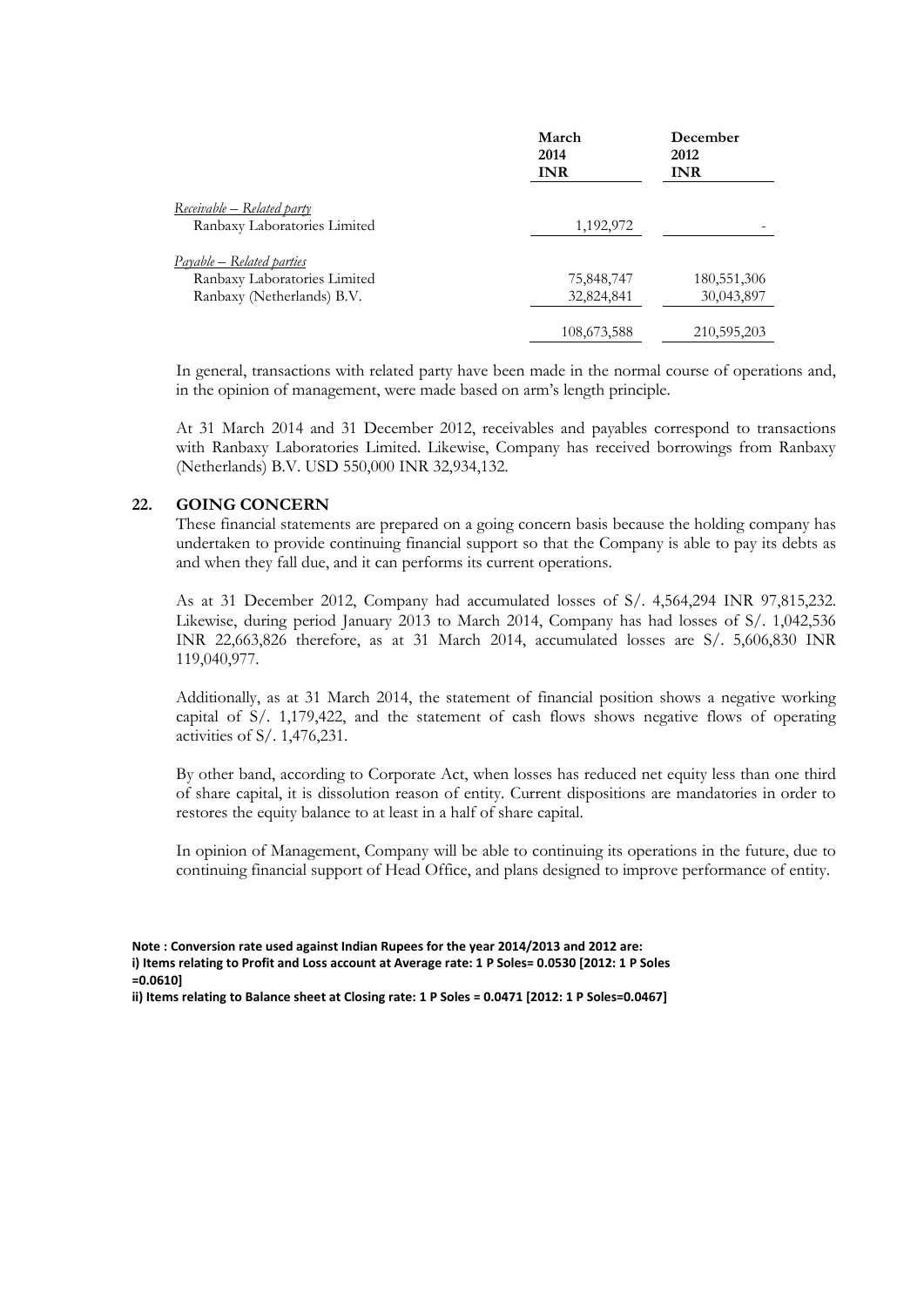| | March 2014 INR | December 2012 INR |
|---|---|---|
| *Receivable – Related party* | | |
| Ranbaxy Laboratories Limited | 1,192,972 | - |
| *Payable – Related parties* | | |
| Ranbaxy Laboratories Limited | 75,848,747 | 180,551,306 |
| Ranbaxy (Netherlands) B.V. | 32,824,841 | 30,043,897 |
| | 108,673,588 | 210,595,203 |

In general, transactions with related party have been made in the normal course of operations and, in the opinion of management, were made based on arm's length principle.

At 31 March 2014 and 31 December 2012, receivables and payables correspond to transactions with Ranbaxy Laboratories Limited. Likewise, Company has received borrowings from Ranbaxy (Netherlands) B.V. USD 550,000 INR 32,934,132.

## 22. GOING CONCERN

These financial statements are prepared on a going concern basis because the holding company has undertaken to provide continuing financial support so that the Company is able to pay its debts as and when they fall due, and it can performs its current operations.

As at 31 December 2012, Company had accumulated losses of S/. 4,564,294 INR 97,815,232. Likewise, during period January 2013 to March 2014, Company has had losses of S/. 1,042,536 INR 22,663,826 therefore, as at 31 March 2014, accumulated losses are S/. 5,606,830 INR 119,040,977.

Additionally, as at 31 March 2014, the statement of financial position shows a negative working capital of S/. 1,179,422, and the statement of cash flows shows negative flows of operating activities of S/. 1,476,231.

By other band, according to Corporate Act, when losses has reduced net equity less than one third of share capital, it is dissolution reason of entity. Current dispositions are mandatories in order to restores the equity balance to at least in a half of share capital.

In opinion of Management, Company will be able to continuing its operations in the future, due to continuing financial support of Head Office, and plans designed to improve performance of entity.

**Note : Conversion rate used against Indian Rupees for the year 2014/2013 and 2012 are:**
**i) Items relating to Profit and Loss account at Average rate: 1 P Soles= 0.0530 [2012: 1 P Soles =0.0610]**
**ii) Items relating to Balance sheet at Closing rate: 1 P Soles = 0.0471 [2012: 1 P Soles=0.0467]**